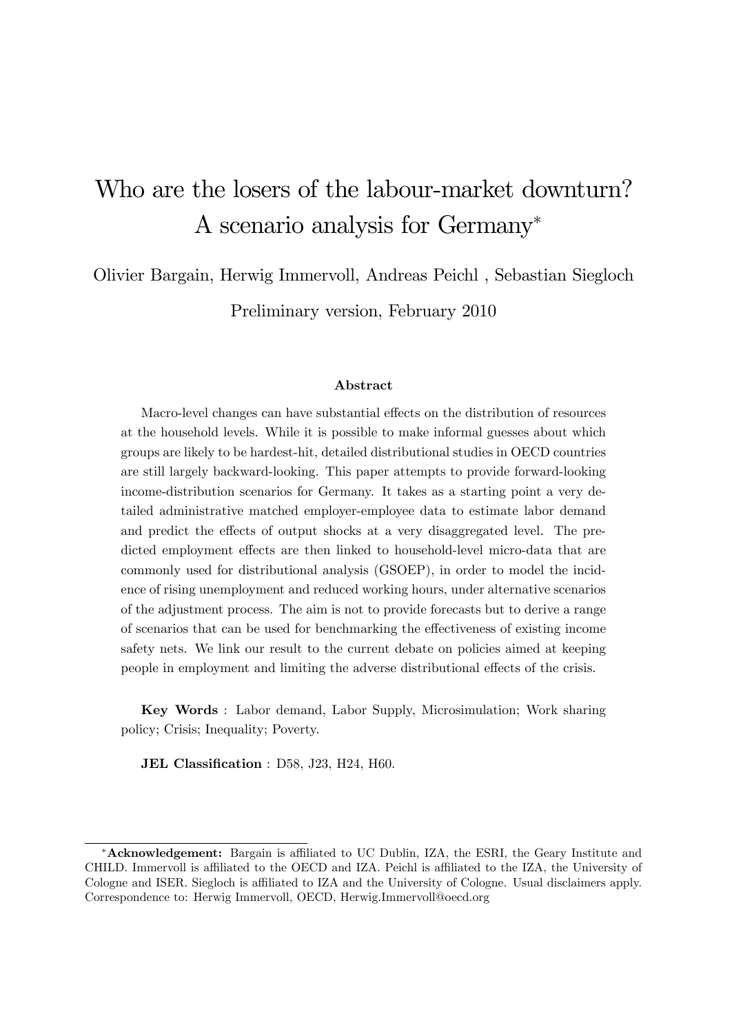# Who are the losers of the labour-market downturn? A scenario analysis for Germany*

Olivier Bargain, Herwig Immervoll, Andreas Peichl , Sebastian Siegloch

Preliminary version, February 2010

### Abstract

Macro-level changes can have substantial effects on the distribution of resources at the household levels. While it is possible to make informal guesses about which groups are likely to be hardest-hit, detailed distributional studies in OECD countries are still largely backward-looking. This paper attempts to provide forward-looking income-distribution scenarios for Germany. It takes as a starting point a very detailed administrative matched employer-employee data to estimate labor demand and predict the effects of output shocks at a very disaggregated level. The predicted employment effects are then linked to household-level micro-data that are commonly used for distributional analysis (GSOEP), in order to model the incidence of rising unemployment and reduced working hours, under alternative scenarios of the adjustment process. The aim is not to provide forecasts but to derive a range of scenarios that can be used for benchmarking the effectiveness of existing income safety nets. We link our result to the current debate on policies aimed at keeping people in employment and limiting the adverse distributional effects of the crisis.

**Key Words** : Labor demand, Labor Supply, Microsimulation; Work sharing policy; Crisis; Inequality; Poverty.

**JEL Classification** : D58, J23, H24, H60.

---

*[*] **Acknowledgement:** Bargain is affiliated to UC Dublin, IZA, the ESRI, the Geary Institute and CHILD. Immervoll is affiliated to the OECD and IZA. Peichl is affiliated to the IZA, the University of Cologne and ISER. Siegloch is affiliated to IZA and the University of Cologne. Usual disclaimers apply. Correspondence to: Herwig Immervoll, OECD, Herwig.Immervoll@oecd.org*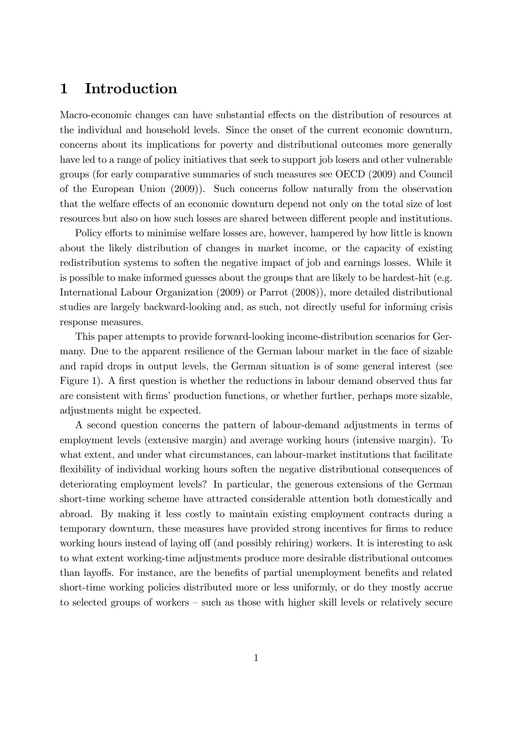# 1 Introduction

Macro-economic changes can have substantial effects on the distribution of resources at the individual and household levels. Since the onset of the current economic downturn, concerns about its implications for poverty and distributional outcomes more generally have led to a range of policy initiatives that seek to support job losers and other vulnerable groups (for early comparative summaries of such measures see OECD (2009) and Council of the European Union (2009)). Such concerns follow naturally from the observation that the welfare effects of an economic downturn depend not only on the total size of lost resources but also on how such losses are shared between different people and institutions.

Policy efforts to minimise welfare losses are, however, hampered by how little is known about the likely distribution of changes in market income, or the capacity of existing redistribution systems to soften the negative impact of job and earnings losses. While it is possible to make informed guesses about the groups that are likely to be hardest-hit (e.g. International Labour Organization (2009) or Parrot (2008)), more detailed distributional studies are largely backward-looking and, as such, not directly useful for informing crisis response measures.

This paper attempts to provide forward-looking income-distribution scenarios for Germany. Due to the apparent resilience of the German labour market in the face of sizable and rapid drops in output levels, the German situation is of some general interest (see Figure 1). A first question is whether the reductions in labour demand observed thus far are consistent with firms' production functions, or whether further, perhaps more sizable, adjustments might be expected.

A second question concerns the pattern of labour-demand adjustments in terms of employment levels (extensive margin) and average working hours (intensive margin). To what extent, and under what circumstances, can labour-market institutions that facilitate flexibility of individual working hours soften the negative distributional consequences of deteriorating employment levels? In particular, the generous extensions of the German short-time working scheme have attracted considerable attention both domestically and abroad. By making it less costly to maintain existing employment contracts during a temporary downturn, these measures have provided strong incentives for firms to reduce working hours instead of laying off (and possibly rehiring) workers. It is interesting to ask to what extent working-time adjustments produce more desirable distributional outcomes than layoffs. For instance, are the benefits of partial unemployment benefits and related short-time working policies distributed more or less uniformly, or do they mostly accrue to selected groups of workers – such as those with higher skill levels or relatively secure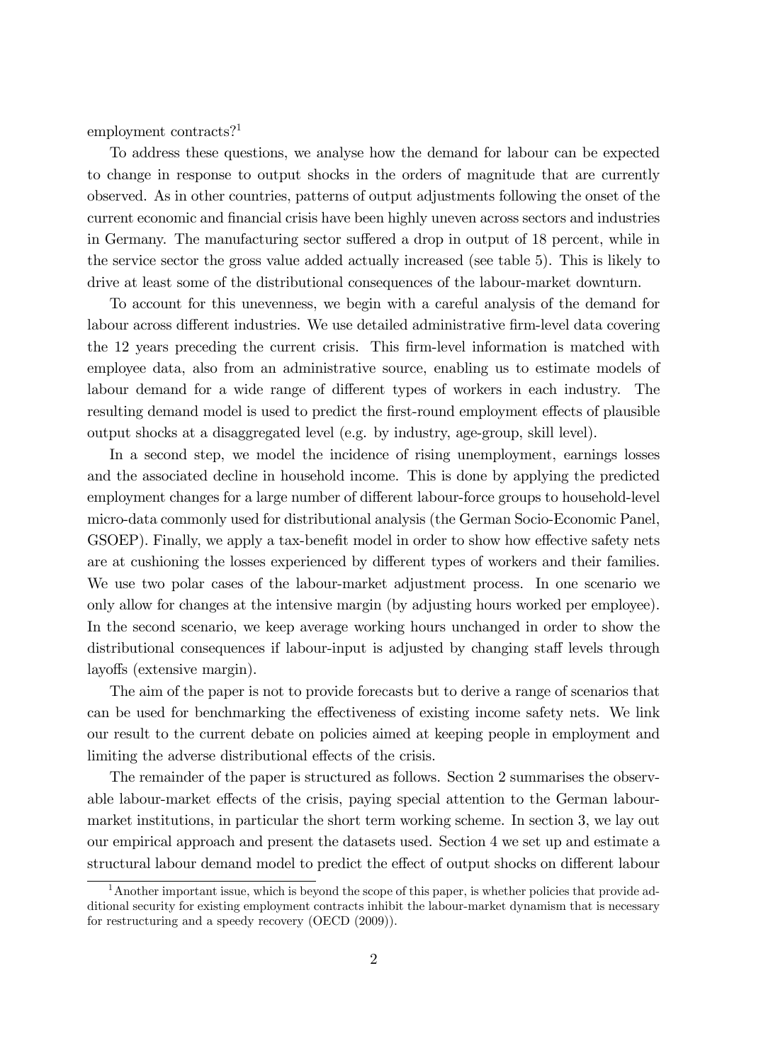employment contracts?[1]

To address these questions, we analyse how the demand for labour can be expected to change in response to output shocks in the orders of magnitude that are currently observed. As in other countries, patterns of output adjustments following the onset of the current economic and financial crisis have been highly uneven across sectors and industries in Germany. The manufacturing sector suffered a drop in output of 18 percent, while in the service sector the gross value added actually increased (see table 5). This is likely to drive at least some of the distributional consequences of the labour-market downturn.

To account for this unevenness, we begin with a careful analysis of the demand for labour across different industries. We use detailed administrative firm-level data covering the 12 years preceding the current crisis. This firm-level information is matched with employee data, also from an administrative source, enabling us to estimate models of labour demand for a wide range of different types of workers in each industry. The resulting demand model is used to predict the first-round employment effects of plausible output shocks at a disaggregated level (e.g. by industry, age-group, skill level).

In a second step, we model the incidence of rising unemployment, earnings losses and the associated decline in household income. This is done by applying the predicted employment changes for a large number of different labour-force groups to household-level micro-data commonly used for distributional analysis (the German Socio-Economic Panel, GSOEP). Finally, we apply a tax-benefit model in order to show how effective safety nets are at cushioning the losses experienced by different types of workers and their families. We use two polar cases of the labour-market adjustment process. In one scenario we only allow for changes at the intensive margin (by adjusting hours worked per employee). In the second scenario, we keep average working hours unchanged in order to show the distributional consequences if labour-input is adjusted by changing staff levels through layoffs (extensive margin).

The aim of the paper is not to provide forecasts but to derive a range of scenarios that can be used for benchmarking the effectiveness of existing income safety nets. We link our result to the current debate on policies aimed at keeping people in employment and limiting the adverse distributional effects of the crisis.

The remainder of the paper is structured as follows. Section 2 summarises the observable labour-market effects of the crisis, paying special attention to the German labour-market institutions, in particular the short term working scheme. In section 3, we lay out our empirical approach and present the datasets used. Section 4 we set up and estimate a structural labour demand model to predict the effect of output shocks on different labour

[1] Another important issue, which is beyond the scope of this paper, is whether policies that provide additional security for existing employment contracts inhibit the labour-market dynamism that is necessary for restructuring and a speedy recovery (OECD (2009)).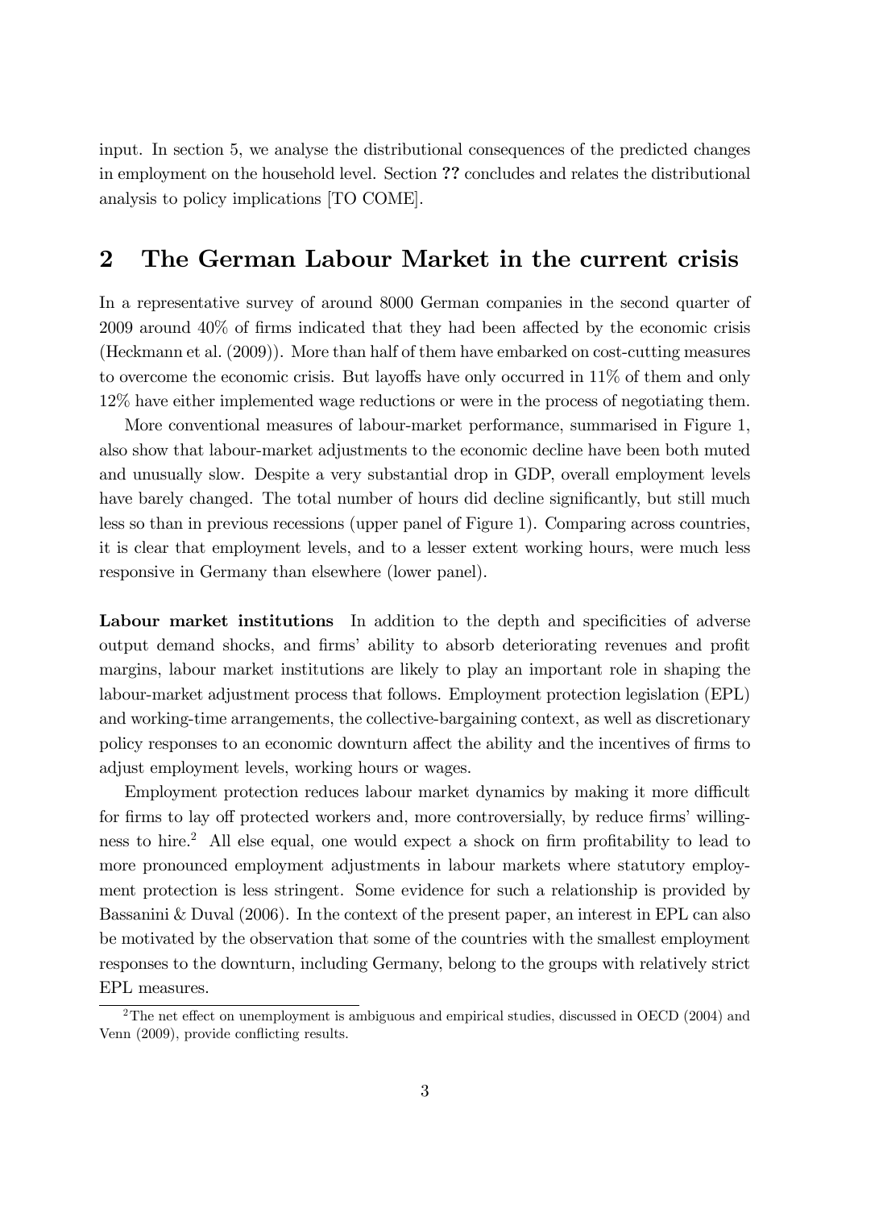input. In section 5, we analyse the distributional consequences of the predicted changes in employment on the household level. Section ?? concludes and relates the distributional analysis to policy implications [TO COME].

## 2 The German Labour Market in the current crisis

In a representative survey of around 8000 German companies in the second quarter of 2009 around 40% of firms indicated that they had been affected by the economic crisis (Heckmann et al. (2009)). More than half of them have embarked on cost-cutting measures to overcome the economic crisis. But layoffs have only occurred in 11% of them and only 12% have either implemented wage reductions or were in the process of negotiating them.

More conventional measures of labour-market performance, summarised in Figure 1, also show that labour-market adjustments to the economic decline have been both muted and unusually slow. Despite a very substantial drop in GDP, overall employment levels have barely changed. The total number of hours did decline significantly, but still much less so than in previous recessions (upper panel of Figure 1). Comparing across countries, it is clear that employment levels, and to a lesser extent working hours, were much less responsive in Germany than elsewhere (lower panel).

**Labour market institutions** In addition to the depth and specificities of adverse output demand shocks, and firms' ability to absorb deteriorating revenues and profit margins, labour market institutions are likely to play an important role in shaping the labour-market adjustment process that follows. Employment protection legislation (EPL) and working-time arrangements, the collective-bargaining context, as well as discretionary policy responses to an economic downturn affect the ability and the incentives of firms to adjust employment levels, working hours or wages.

Employment protection reduces labour market dynamics by making it more difficult for firms to lay off protected workers and, more controversially, by reduce firms' willingness to hire.[2] All else equal, one would expect a shock on firm profitability to lead to more pronounced employment adjustments in labour markets where statutory employment protection is less stringent. Some evidence for such a relationship is provided by Bassanini & Duval (2006). In the context of the present paper, an interest in EPL can also be motivated by the observation that some of the countries with the smallest employment responses to the downturn, including Germany, belong to the groups with relatively strict EPL measures.

[2] The net effect on unemployment is ambiguous and empirical studies, discussed in OECD (2004) and Venn (2009), provide conflicting results.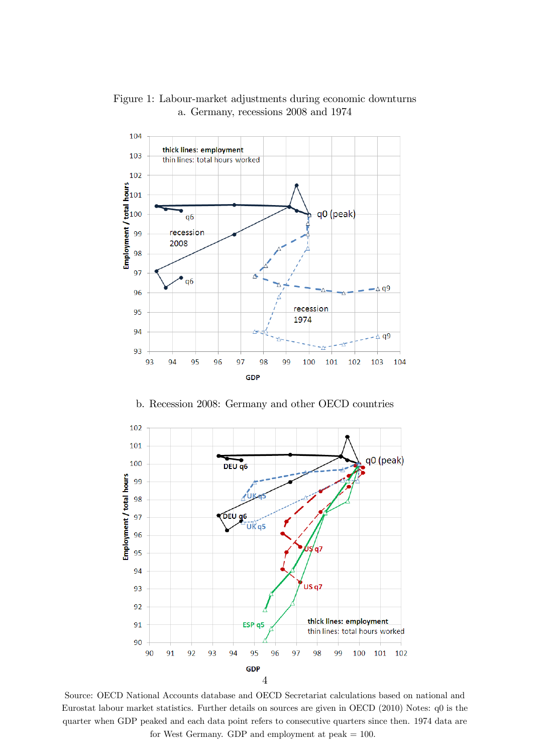Figure 1: Labour-market adjustments during economic downturns

a. Germany, recessions 2008 and 1974

b. Recession 2008: Germany and other OECD countries

Source: OECD National Accounts database and OECD Secretariat calculations based on national and Eurostat labour market statistics. Further details on sources are given in OECD (2010) Notes: q0 is the quarter when GDP peaked and each data point refers to consecutive quarters since then. 1974 data are for West Germany. GDP and employment at peak = 100.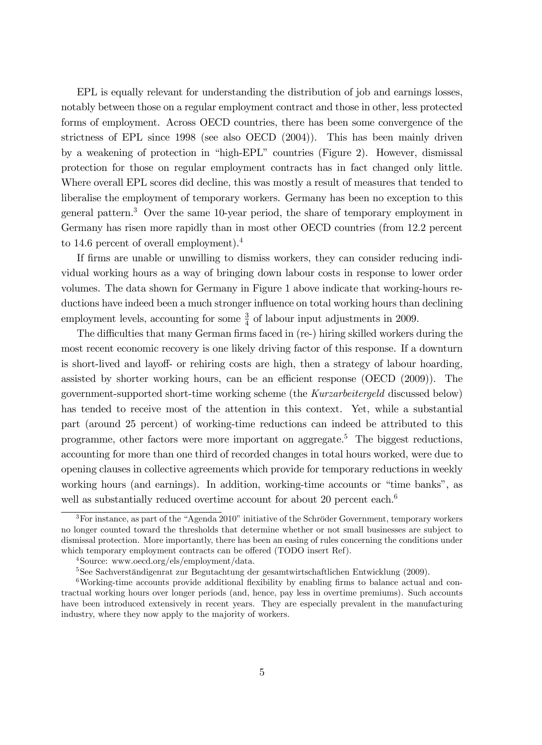EPL is equally relevant for understanding the distribution of job and earnings losses, notably between those on a regular employment contract and those in other, less protected forms of employment. Across OECD countries, there has been some convergence of the strictness of EPL since 1998 (see also OECD (2004)). This has been mainly driven by a weakening of protection in "high-EPL" countries (Figure 2). However, dismissal protection for those on regular employment contracts has in fact changed only little. Where overall EPL scores did decline, this was mostly a result of measures that tended to liberalise the employment of temporary workers. Germany has been no exception to this general pattern.[3] Over the same 10-year period, the share of temporary employment in Germany has risen more rapidly than in most other OECD countries (from 12.2 percent to 14.6 percent of overall employment).[4]

If firms are unable or unwilling to dismiss workers, they can consider reducing individual working hours as a way of bringing down labour costs in response to lower order volumes. The data shown for Germany in Figure 1 above indicate that working-hours reductions have indeed been a much stronger influence on total working hours than declining employment levels, accounting for some $\frac{3}{4}$ of labour input adjustments in 2009.

The difficulties that many German firms faced in (re-) hiring skilled workers during the most recent economic recovery is one likely driving factor of this response. If a downturn is short-lived and layoff- or rehiring costs are high, then a strategy of labour hoarding, assisted by shorter working hours, can be an efficient response (OECD (2009)). The government-supported short-time working scheme (the *Kurzarbeitergeld* discussed below) has tended to receive most of the attention in this context. Yet, while a substantial part (around 25 percent) of working-time reductions can indeed be attributed to this programme, other factors were more important on aggregate.[5] The biggest reductions, accounting for more than one third of recorded changes in total hours worked, were due to opening clauses in collective agreements which provide for temporary reductions in weekly working hours (and earnings). In addition, working-time accounts or "time banks", as well as substantially reduced overtime account for about 20 percent each.[6]

---

[3] For instance, as part of the "Agenda 2010" initiative of the Schröder Government, temporary workers no longer counted toward the thresholds that determine whether or not small businesses are subject to dismissal protection. More importantly, there has been an easing of rules concerning the conditions under which temporary employment contracts can be offered (TODO insert Ref).

[4] Source: www.oecd.org/els/employment/data.

[5] See Sachverständigenrat zur Begutachtung der gesamtwirtschaftlichen Entwicklung (2009).

[6] Working-time accounts provide additional flexibility by enabling firms to balance actual and contractual working hours over longer periods (and, hence, pay less in overtime premiums). Such accounts have been introduced extensively in recent years. They are especially prevalent in the manufacturing industry, where they now apply to the majority of workers.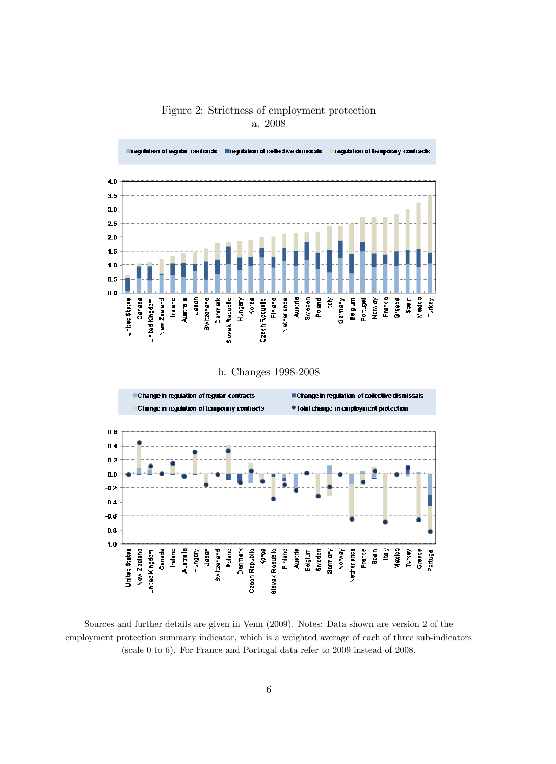Figure 2: Strictness of employment protection

a. 2008

b. Changes 1998-2008

Sources and further details are given in Venn (2009). Notes: Data shown are version 2 of the employment protection summary indicator, which is a weighted average of each of three sub-indicators (scale 0 to 6). For France and Portugal data refer to 2009 instead of 2008.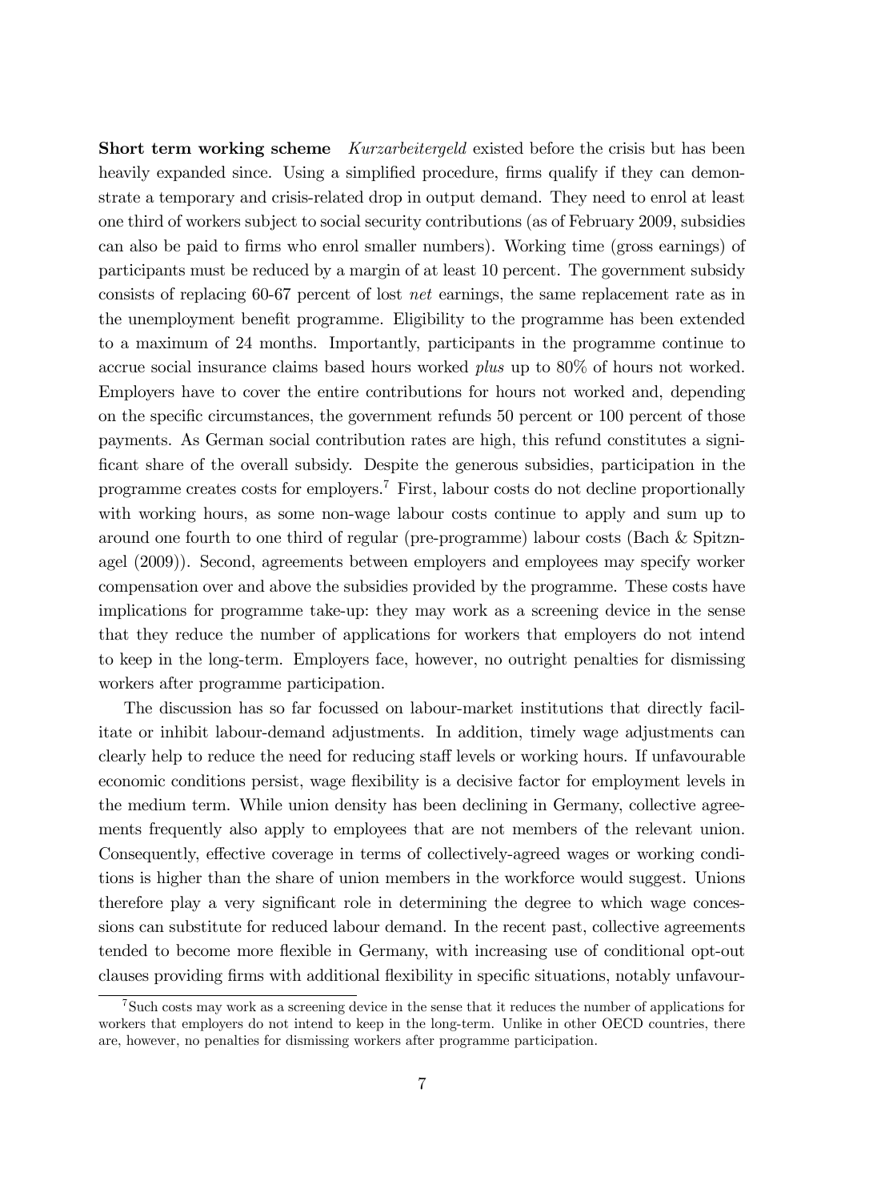**Short term working scheme** *Kurzarbeitergeld* existed before the crisis but has been heavily expanded since. Using a simplified procedure, firms qualify if they can demonstrate a temporary and crisis-related drop in output demand. They need to enrol at least one third of workers subject to social security contributions (as of February 2009, subsidies can also be paid to firms who enrol smaller numbers). Working time (gross earnings) of participants must be reduced by a margin of at least 10 percent. The government subsidy consists of replacing 60-67 percent of lost *net* earnings, the same replacement rate as in the unemployment benefit programme. Eligibility to the programme has been extended to a maximum of 24 months. Importantly, participants in the programme continue to accrue social insurance claims based hours worked *plus* up to 80% of hours not worked. Employers have to cover the entire contributions for hours not worked and, depending on the specific circumstances, the government refunds 50 percent or 100 percent of those payments. As German social contribution rates are high, this refund constitutes a significant share of the overall subsidy. Despite the generous subsidies, participation in the programme creates costs for employers.[7] First, labour costs do not decline proportionally with working hours, as some non-wage labour costs continue to apply and sum up to around one fourth to one third of regular (pre-programme) labour costs (Bach & Spitznagel (2009)). Second, agreements between employers and employees may specify worker compensation over and above the subsidies provided by the programme. These costs have implications for programme take-up: they may work as a screening device in the sense that they reduce the number of applications for workers that employers do not intend to keep in the long-term. Employers face, however, no outright penalties for dismissing workers after programme participation.

The discussion has so far focussed on labour-market institutions that directly facilitate or inhibit labour-demand adjustments. In addition, timely wage adjustments can clearly help to reduce the need for reducing staff levels or working hours. If unfavourable economic conditions persist, wage flexibility is a decisive factor for employment levels in the medium term. While union density has been declining in Germany, collective agreements frequently also apply to employees that are not members of the relevant union. Consequently, effective coverage in terms of collectively-agreed wages or working conditions is higher than the share of union members in the workforce would suggest. Unions therefore play a very significant role in determining the degree to which wage concessions can substitute for reduced labour demand. In the recent past, collective agreements tended to become more flexible in Germany, with increasing use of conditional opt-out clauses providing firms with additional flexibility in specific situations, notably unfavour-

[7] Such costs may work as a screening device in the sense that it reduces the number of applications for workers that employers do not intend to keep in the long-term. Unlike in other OECD countries, there are, however, no penalties for dismissing workers after programme participation.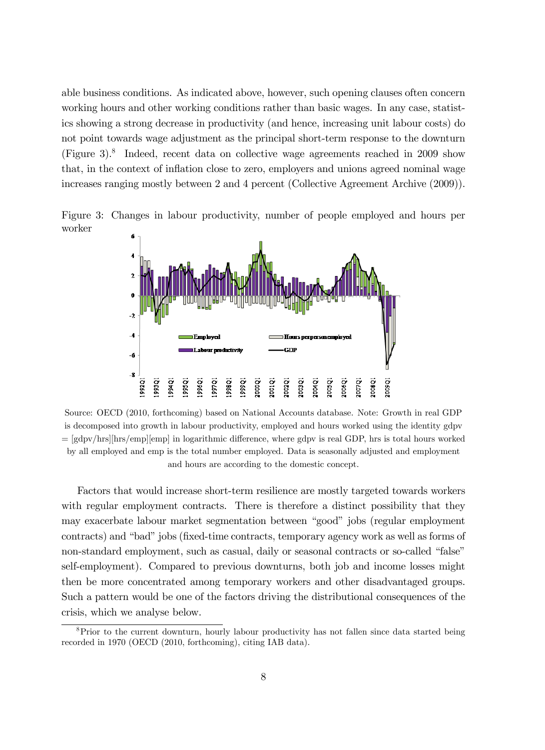able business conditions. As indicated above, however, such opening clauses often concern working hours and other working conditions rather than basic wages. In any case, statistics showing a strong decrease in productivity (and hence, increasing unit labour costs) do not point towards wage adjustment as the principal short-term response to the downturn (Figure 3).[8] Indeed, recent data on collective wage agreements reached in 2009 show that, in the context of inflation close to zero, employers and unions agreed nominal wage increases ranging mostly between 2 and 4 percent (Collective Agreement Archive (2009)).

Figure 3: Changes in labour productivity, number of people employed and hours per worker

Source: OECD (2010, forthcoming) based on National Accounts database. Note: Growth in real GDP is decomposed into growth in labour productivity, employed and hours worked using the identity gdpv = [gdpv/hrs][hrs/emp][emp] in logarithmic difference, where gdpv is real GDP, hrs is total hours worked by all employed and emp is the total number employed. Data is seasonally adjusted and employment and hours are according to the domestic concept.

Factors that would increase short-term resilience are mostly targeted towards workers with regular employment contracts. There is therefore a distinct possibility that they may exacerbate labour market segmentation between "good" jobs (regular employment contracts) and "bad" jobs (fixed-time contracts, temporary agency work as well as forms of non-standard employment, such as casual, daily or seasonal contracts or so-called "false" self-employment). Compared to previous downturns, both job and income losses might then be more concentrated among temporary workers and other disadvantaged groups. Such a pattern would be one of the factors driving the distributional consequences of the crisis, which we analyse below.

[8] Prior to the current downturn, hourly labour productivity has not fallen since data started being recorded in 1970 (OECD (2010, forthcoming), citing IAB data).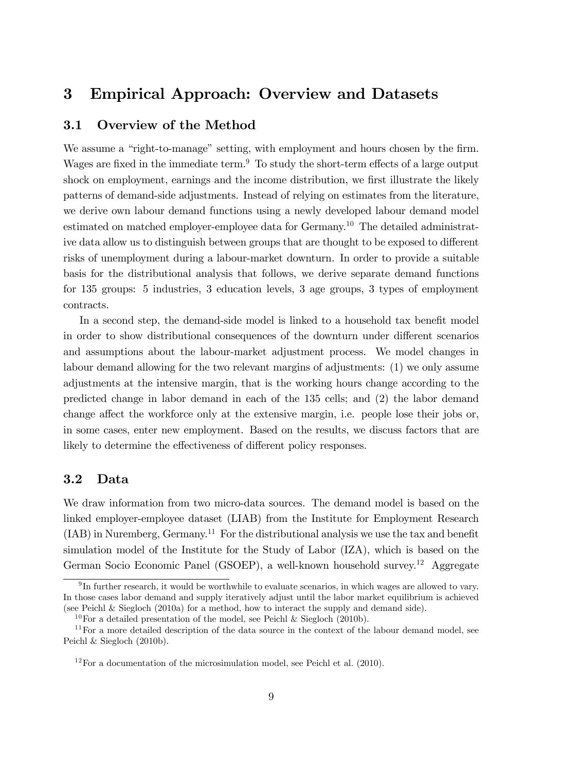# 3 Empirical Approach: Overview and Datasets

## 3.1 Overview of the Method

We assume a "right-to-manage" setting, with employment and hours chosen by the firm. Wages are fixed in the immediate term.[9] To study the short-term effects of a large output shock on employment, earnings and the income distribution, we first illustrate the likely patterns of demand-side adjustments. Instead of relying on estimates from the literature, we derive own labour demand functions using a newly developed labour demand model estimated on matched employer-employee data for Germany.[10] The detailed administrative data allow us to distinguish between groups that are thought to be exposed to different risks of unemployment during a labour-market downturn. In order to provide a suitable basis for the distributional analysis that follows, we derive separate demand functions for 135 groups: 5 industries, 3 education levels, 3 age groups, 3 types of employment contracts.

In a second step, the demand-side model is linked to a household tax benefit model in order to show distributional consequences of the downturn under different scenarios and assumptions about the labour-market adjustment process. We model changes in labour demand allowing for the two relevant margins of adjustments: (1) we only assume adjustments at the intensive margin, that is the working hours change according to the predicted change in labor demand in each of the 135 cells; and (2) the labor demand change affect the workforce only at the extensive margin, i.e. people lose their jobs or, in some cases, enter new employment. Based on the results, we discuss factors that are likely to determine the effectiveness of different policy responses.

## 3.2 Data

We draw information from two micro-data sources. The demand model is based on the linked employer-employee dataset (LIAB) from the Institute for Employment Research (IAB) in Nuremberg, Germany.[11] For the distributional analysis we use the tax and benefit simulation model of the Institute for the Study of Labor (IZA), which is based on the German Socio Economic Panel (GSOEP), a well-known household survey.[12] Aggregate

---

[9] In further research, it would be worthwhile to evaluate scenarios, in which wages are allowed to vary. In those cases labor demand and supply iteratively adjust until the labor market equilibrium is achieved (see Peichl & Siegloch (2010a) for a method, how to interact the supply and demand side).

[10] For a detailed presentation of the model, see Peichl & Siegloch (2010b).

[11] For a more detailed description of the data source in the context of the labour demand model, see Peichl & Siegloch (2010b).

[12] For a documentation of the microsimulation model, see Peichl et al. (2010).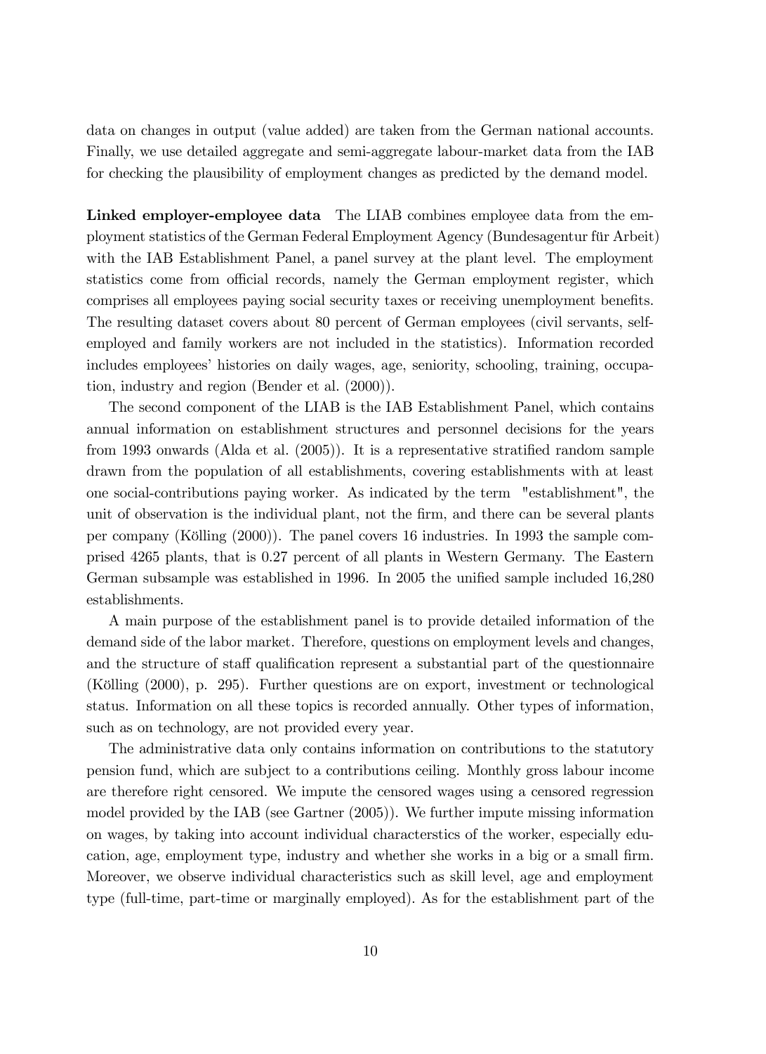data on changes in output (value added) are taken from the German national accounts. Finally, we use detailed aggregate and semi-aggregate labour-market data from the IAB for checking the plausibility of employment changes as predicted by the demand model.

**Linked employer-employee data** The LIAB combines employee data from the employment statistics of the German Federal Employment Agency (Bundesagentur für Arbeit) with the IAB Establishment Panel, a panel survey at the plant level. The employment statistics come from official records, namely the German employment register, which comprises all employees paying social security taxes or receiving unemployment benefits. The resulting dataset covers about 80 percent of German employees (civil servants, self-employed and family workers are not included in the statistics). Information recorded includes employees' histories on daily wages, age, seniority, schooling, training, occupation, industry and region (Bender et al. (2000)).

The second component of the LIAB is the IAB Establishment Panel, which contains annual information on establishment structures and personnel decisions for the years from 1993 onwards (Alda et al. (2005)). It is a representative stratified random sample drawn from the population of all establishments, covering establishments with at least one social-contributions paying worker. As indicated by the term "establishment", the unit of observation is the individual plant, not the firm, and there can be several plants per company (Kölling (2000)). The panel covers 16 industries. In 1993 the sample comprised 4265 plants, that is 0.27 percent of all plants in Western Germany. The Eastern German subsample was established in 1996. In 2005 the unified sample included 16,280 establishments.

A main purpose of the establishment panel is to provide detailed information of the demand side of the labor market. Therefore, questions on employment levels and changes, and the structure of staff qualification represent a substantial part of the questionnaire (Kölling (2000), p. 295). Further questions are on export, investment or technological status. Information on all these topics is recorded annually. Other types of information, such as on technology, are not provided every year.

The administrative data only contains information on contributions to the statutory pension fund, which are subject to a contributions ceiling. Monthly gross labour income are therefore right censored. We impute the censored wages using a censored regression model provided by the IAB (see Gartner (2005)). We further impute missing information on wages, by taking into account individual characterstics of the worker, especially education, age, employment type, industry and whether she works in a big or a small firm. Moreover, we observe individual characteristics such as skill level, age and employment type (full-time, part-time or marginally employed). As for the establishment part of the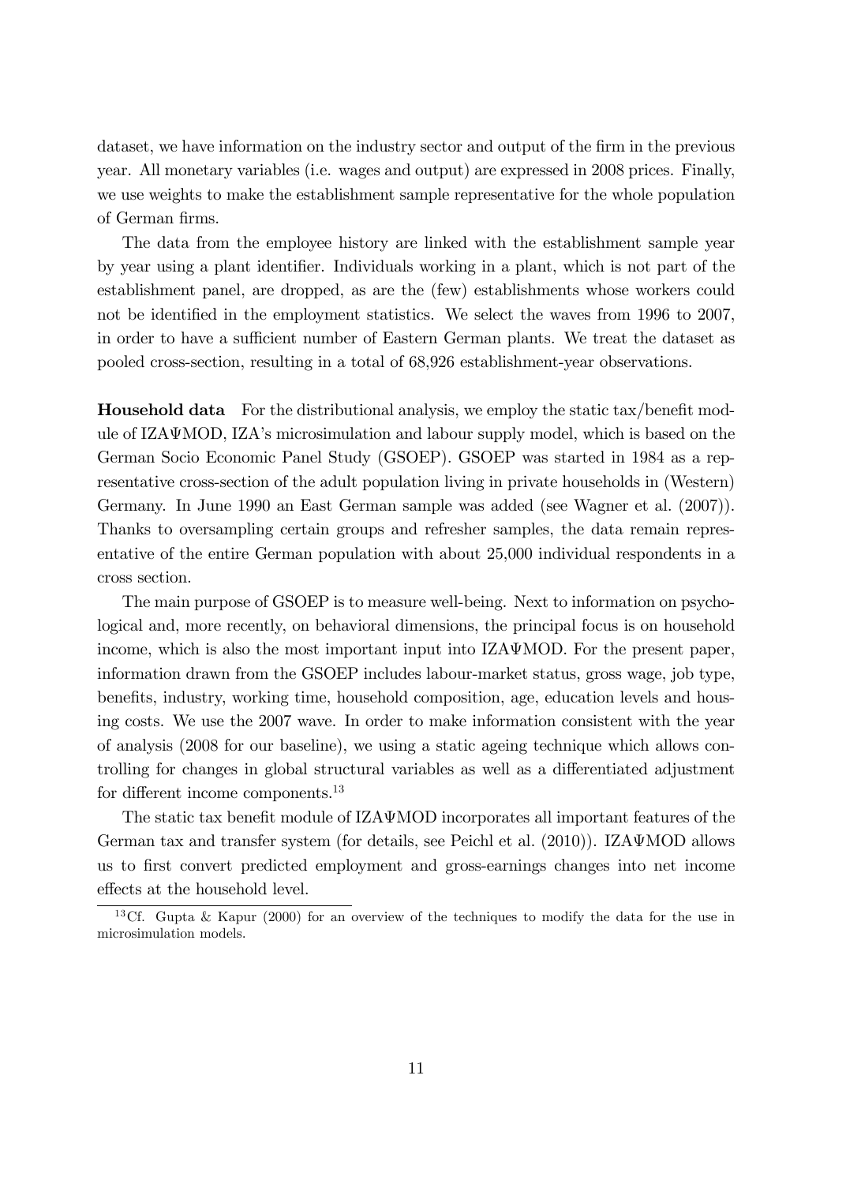dataset, we have information on the industry sector and output of the firm in the previous year. All monetary variables (i.e. wages and output) are expressed in 2008 prices. Finally, we use weights to make the establishment sample representative for the whole population of German firms.

The data from the employee history are linked with the establishment sample year by year using a plant identifier. Individuals working in a plant, which is not part of the establishment panel, are dropped, as are the (few) establishments whose workers could not be identified in the employment statistics. We select the waves from 1996 to 2007, in order to have a sufficient number of Eastern German plants. We treat the dataset as pooled cross-section, resulting in a total of 68,926 establishment-year observations.

**Household data** For the distributional analysis, we employ the static tax/benefit module of IZAΨMOD, IZA's microsimulation and labour supply model, which is based on the German Socio Economic Panel Study (GSOEP). GSOEP was started in 1984 as a representative cross-section of the adult population living in private households in (Western) Germany. In June 1990 an East German sample was added (see Wagner et al. (2007)). Thanks to oversampling certain groups and refresher samples, the data remain representative of the entire German population with about 25,000 individual respondents in a cross section.

The main purpose of GSOEP is to measure well-being. Next to information on psychological and, more recently, on behavioral dimensions, the principal focus is on household income, which is also the most important input into IZAΨMOD. For the present paper, information drawn from the GSOEP includes labour-market status, gross wage, job type, benefits, industry, working time, household composition, age, education levels and housing costs. We use the 2007 wave. In order to make information consistent with the year of analysis (2008 for our baseline), we using a static ageing technique which allows controlling for changes in global structural variables as well as a differentiated adjustment for different income components.[13]

The static tax benefit module of IZAΨMOD incorporates all important features of the German tax and transfer system (for details, see Peichl et al. (2010)). IZAΨMOD allows us to first convert predicted employment and gross-earnings changes into net income effects at the household level.

[13] Cf. Gupta & Kapur (2000) for an overview of the techniques to modify the data for the use in microsimulation models.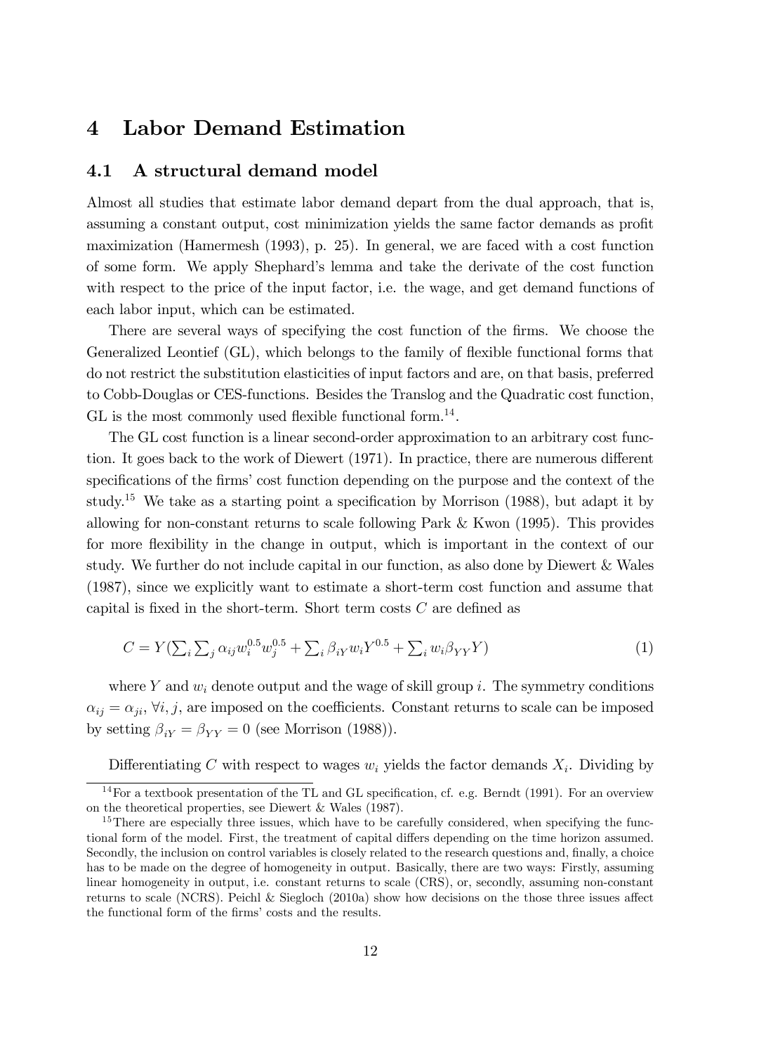# 4 Labor Demand Estimation

## 4.1 A structural demand model

Almost all studies that estimate labor demand depart from the dual approach, that is, assuming a constant output, cost minimization yields the same factor demands as profit maximization (Hamermesh (1993), p. 25). In general, we are faced with a cost function of some form. We apply Shephard's lemma and take the derivate of the cost function with respect to the price of the input factor, i.e. the wage, and get demand functions of each labor input, which can be estimated.

There are several ways of specifying the cost function of the firms. We choose the Generalized Leontief (GL), which belongs to the family of flexible functional forms that do not restrict the substitution elasticities of input factors and are, on that basis, preferred to Cobb-Douglas or CES-functions. Besides the Translog and the Quadratic cost function, GL is the most commonly used flexible functional form.[14].

The GL cost function is a linear second-order approximation to an arbitrary cost function. It goes back to the work of Diewert (1971). In practice, there are numerous different specifications of the firms' cost function depending on the purpose and the context of the study.[15] We take as a starting point a specification by Morrison (1988), but adapt it by allowing for non-constant returns to scale following Park & Kwon (1995). This provides for more flexibility in the change in output, which is important in the context of our study. We further do not include capital in our function, as also done by Diewert & Wales (1987), since we explicitly want to estimate a short-term cost function and assume that capital is fixed in the short-term. Short term costs $C$ are defined as

$$C = Y(\textstyle\sum_i \sum_j \alpha_{ij} w_i^{0.5} w_j^{0.5} + \sum_i \beta_{iY} w_i Y^{0.5} + \sum_i w_i \beta_{YY} Y) \tag{1}$$

where $Y$ and $w_i$ denote output and the wage of skill group $i$. The symmetry conditions $\alpha_{ij} = \alpha_{ji}$, $\forall i, j$, are imposed on the coefficients. Constant returns to scale can be imposed by setting $\beta_{iY} = \beta_{YY} = 0$ (see Morrison (1988)).

Differentiating $C$ with respect to wages $w_i$ yields the factor demands $X_i$. Dividing by

[14] For a textbook presentation of the TL and GL specification, cf. e.g. Berndt (1991). For an overview on the theoretical properties, see Diewert & Wales (1987).

[15] There are especially three issues, which have to be carefully considered, when specifying the functional form of the model. First, the treatment of capital differs depending on the time horizon assumed. Secondly, the inclusion on control variables is closely related to the research questions and, finally, a choice has to be made on the degree of homogeneity in output. Basically, there are two ways: Firstly, assuming linear homogeneity in output, i.e. constant returns to scale (CRS), or, secondly, assuming non-constant returns to scale (NCRS). Peichl & Siegloch (2010a) show how decisions on the those three issues affect the functional form of the firms' costs and the results.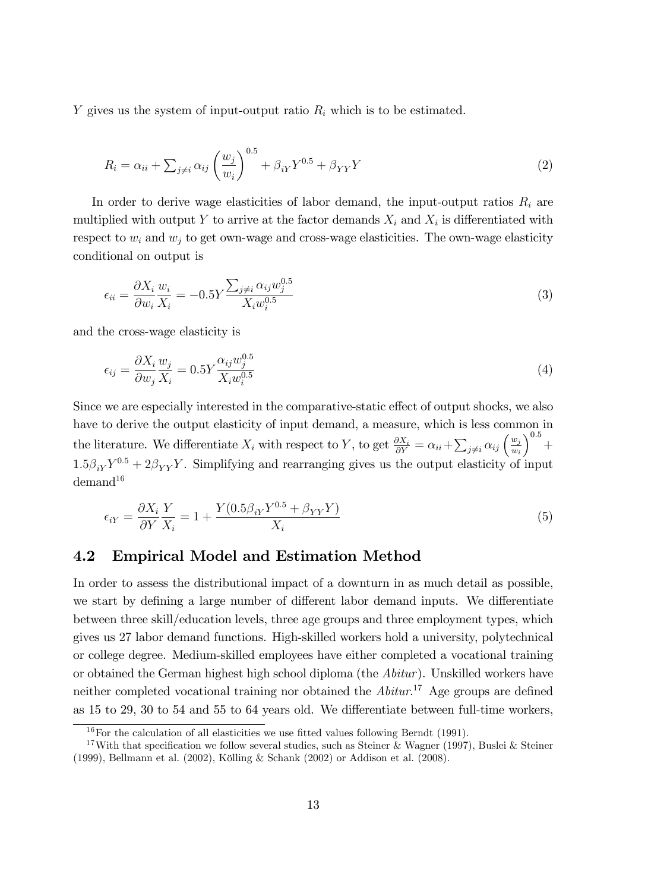$Y$ gives us the system of input-output ratio $R_i$ which is to be estimated.

$$R_i = \alpha_{ii} + \textstyle\sum_{j \neq i} \alpha_{ij} \left( \frac{w_j}{w_i} \right)^{0.5} + \beta_{iY} Y^{0.5} + \beta_{YY} Y \tag{2}$$

In order to derive wage elasticities of labor demand, the input-output ratios $R_i$ are multiplied with output $Y$ to arrive at the factor demands $X_i$ and $X_i$ is differentiated with respect to $w_i$ and $w_j$ to get own-wage and cross-wage elasticities. The own-wage elasticity conditional on output is

$$\epsilon_{ii} = \frac{\partial X_i}{\partial w_i} \frac{w_i}{X_i} = -0.5Y \frac{\sum_{j \neq i} \alpha_{ij} w_j^{0.5}}{X_i w_i^{0.5}} \tag{3}$$

and the cross-wage elasticity is

$$\epsilon_{ij} = \frac{\partial X_i}{\partial w_j} \frac{w_j}{X_i} = 0.5Y \frac{\alpha_{ij} w_j^{0.5}}{X_i w_i^{0.5}} \tag{4}$$

Since we are especially interested in the comparative-static effect of output shocks, we also have to derive the output elasticity of input demand, a measure, which is less common in the literature. We differentiate $X_i$ with respect to $Y$, to get $\frac{\partial X_i}{\partial Y} = \alpha_{ii} + \sum_{j \neq i} \alpha_{ij} \left( \frac{w_j}{w_i} \right)^{0.5} + 1.5\beta_{iY} Y^{0.5} + 2\beta_{YY} Y$. Simplifying and rearranging gives us the output elasticity of input demand[16]

$$\epsilon_{iY} = \frac{\partial X_i}{\partial Y} \frac{Y}{X_i} = 1 + \frac{Y(0.5\beta_{iY} Y^{0.5} + \beta_{YY} Y)}{X_i} \tag{5}$$

## 4.2 Empirical Model and Estimation Method

In order to assess the distributional impact of a downturn in as much detail as possible, we start by defining a large number of different labor demand inputs. We differentiate between three skill/education levels, three age groups and three employment types, which gives us 27 labor demand functions. High-skilled workers hold a university, polytechnical or college degree. Medium-skilled employees have either completed a vocational training or obtained the German highest high school diploma (the *Abitur*). Unskilled workers have neither completed vocational training nor obtained the *Abitur*.[17] Age groups are defined as 15 to 29, 30 to 54 and 55 to 64 years old. We differentiate between full-time workers,

[16] For the calculation of all elasticities we use fitted values following Berndt (1991).

[17] With that specification we follow several studies, such as Steiner & Wagner (1997), Buslei & Steiner (1999), Bellmann et al. (2002), Kölling & Schank (2002) or Addison et al. (2008).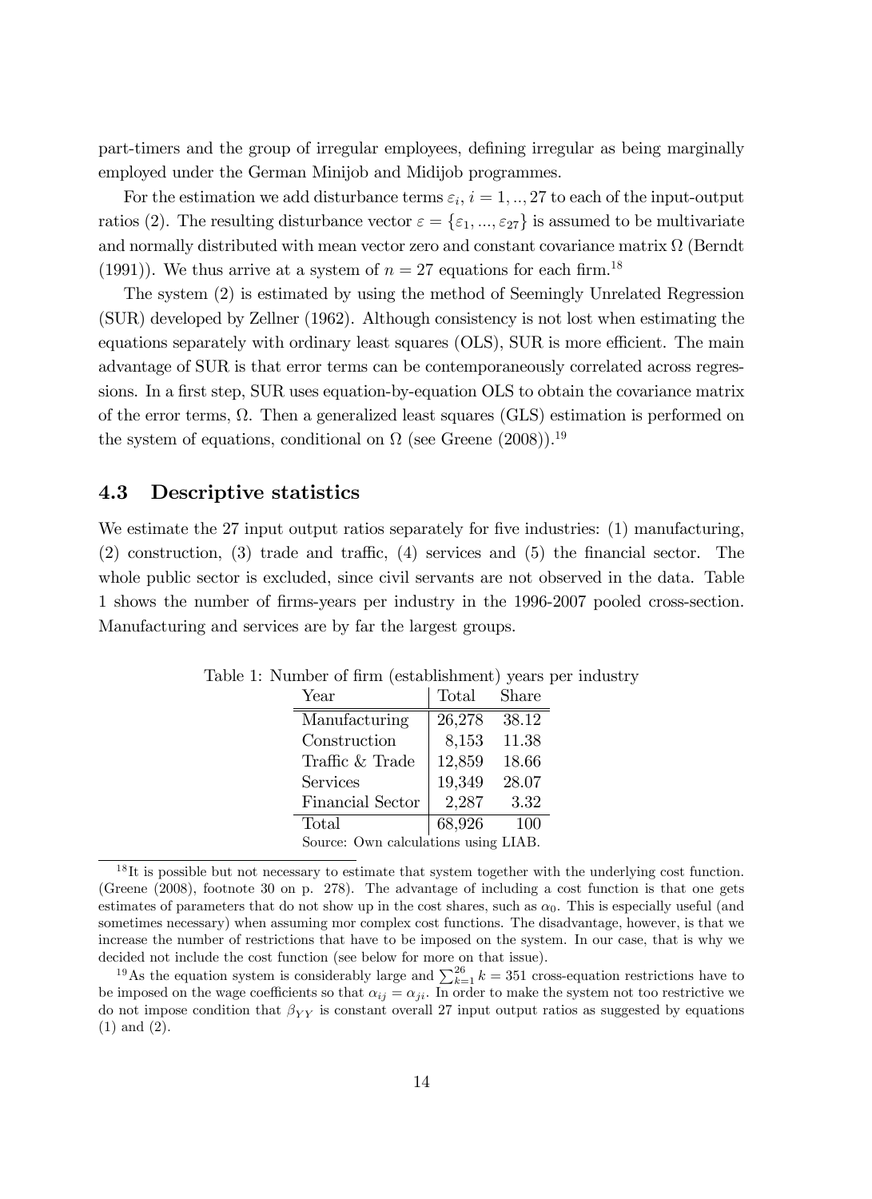part-timers and the group of irregular employees, defining irregular as being marginally employed under the German Minijob and Midijob programmes.

For the estimation we add disturbance terms $\varepsilon_i$, $i = 1, .., 27$ to each of the input-output ratios (2). The resulting disturbance vector $\varepsilon = \{\varepsilon_1, ..., \varepsilon_{27}\}$ is assumed to be multivariate and normally distributed with mean vector zero and constant covariance matrix $\Omega$ (Berndt (1991)). We thus arrive at a system of $n = 27$ equations for each firm.[18]

The system (2) is estimated by using the method of Seemingly Unrelated Regression (SUR) developed by Zellner (1962). Although consistency is not lost when estimating the equations separately with ordinary least squares (OLS), SUR is more efficient. The main advantage of SUR is that error terms can be contemporaneously correlated across regressions. In a first step, SUR uses equation-by-equation OLS to obtain the covariance matrix of the error terms, $\Omega$. Then a generalized least squares (GLS) estimation is performed on the system of equations, conditional on $\Omega$ (see Greene (2008)).[19]

## 4.3 Descriptive statistics

We estimate the 27 input output ratios separately for five industries: (1) manufacturing, (2) construction, (3) trade and traffic, (4) services and (5) the financial sector. The whole public sector is excluded, since civil servants are not observed in the data. Table 1 shows the number of firms-years per industry in the 1996-2007 pooled cross-section. Manufacturing and services are by far the largest groups.

Table 1: Number of firm (establishment) years per industry

| Year | Total | Share |
|---|---|---|
| Manufacturing | 26,278 | 38.12 |
| Construction | 8,153 | 11.38 |
| Traffic & Trade | 12,859 | 18.66 |
| Services | 19,349 | 28.07 |
| Financial Sector | 2,287 | 3.32 |
| Total | 68,926 | 100 |

Source: Own calculations using LIAB.

[18] It is possible but not necessary to estimate that system together with the underlying cost function. (Greene (2008), footnote 30 on p. 278). The advantage of including a cost function is that one gets estimates of parameters that do not show up in the cost shares, such as $\alpha_0$. This is especially useful (and sometimes necessary) when assuming mor complex cost functions. The disadvantage, however, is that we increase the number of restrictions that have to be imposed on the system. In our case, that is why we decided not include the cost function (see below for more on that issue).

[19] As the equation system is considerably large and $\sum_{k=1}^{26} k = 351$ cross-equation restrictions have to be imposed on the wage coefficients so that $\alpha_{ij} = \alpha_{ji}$. In order to make the system not too restrictive we do not impose condition that $\beta_{YY}$ is constant overall 27 input output ratios as suggested by equations (1) and (2).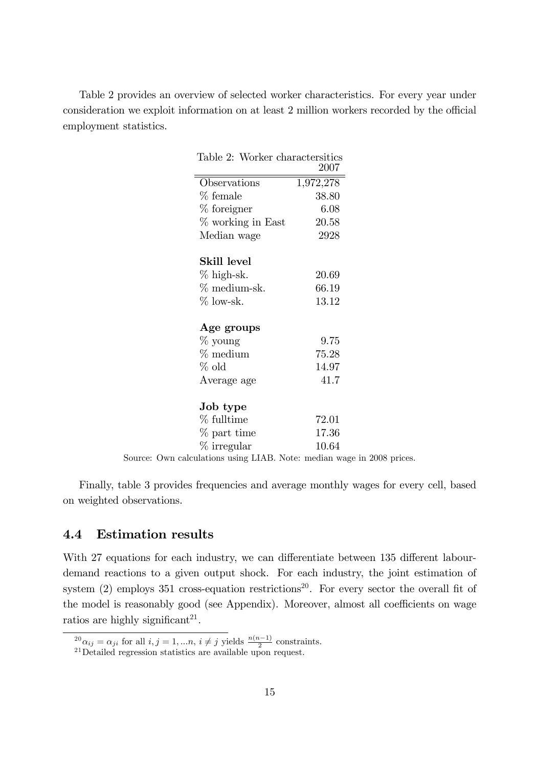Table 2 provides an overview of selected worker characteristics. For every year under consideration we exploit information on at least 2 million workers recorded by the official employment statistics.

Table 2: Worker charactersitics

| | 2007 |
|---|---|
| Observations | 1,972,278 |
| % female | 38.80 |
| % foreigner | 6.08 |
| % working in East | 20.58 |
| Median wage | 2928 |
| **Skill level** | |
| % high-sk. | 20.69 |
| % medium-sk. | 66.19 |
| % low-sk. | 13.12 |
| **Age groups** | |
| % young | 9.75 |
| % medium | 75.28 |
| % old | 14.97 |
| Average age | 41.7 |
| **Job type** | |
| % fulltime | 72.01 |
| % part time | 17.36 |
| % irregular | 10.64 |

Source: Own calculations using LIAB. Note: median wage in 2008 prices.

Finally, table 3 provides frequencies and average monthly wages for every cell, based on weighted observations.

### 4.4 Estimation results

With 27 equations for each industry, we can differentiate between 135 different labour-demand reactions to a given output shock. For each industry, the joint estimation of system (2) employs 351 cross-equation restrictions[20]. For every sector the overall fit of the model is reasonably good (see Appendix). Moreover, almost all coefficients on wage ratios are highly significant[21].

[20] $\alpha_{ij} = \alpha_{ji}$ for all $i, j = 1, ...n$, $i \neq j$ yields $\frac{n(n-1)}{2}$ constraints.

[21] Detailed regression statistics are available upon request.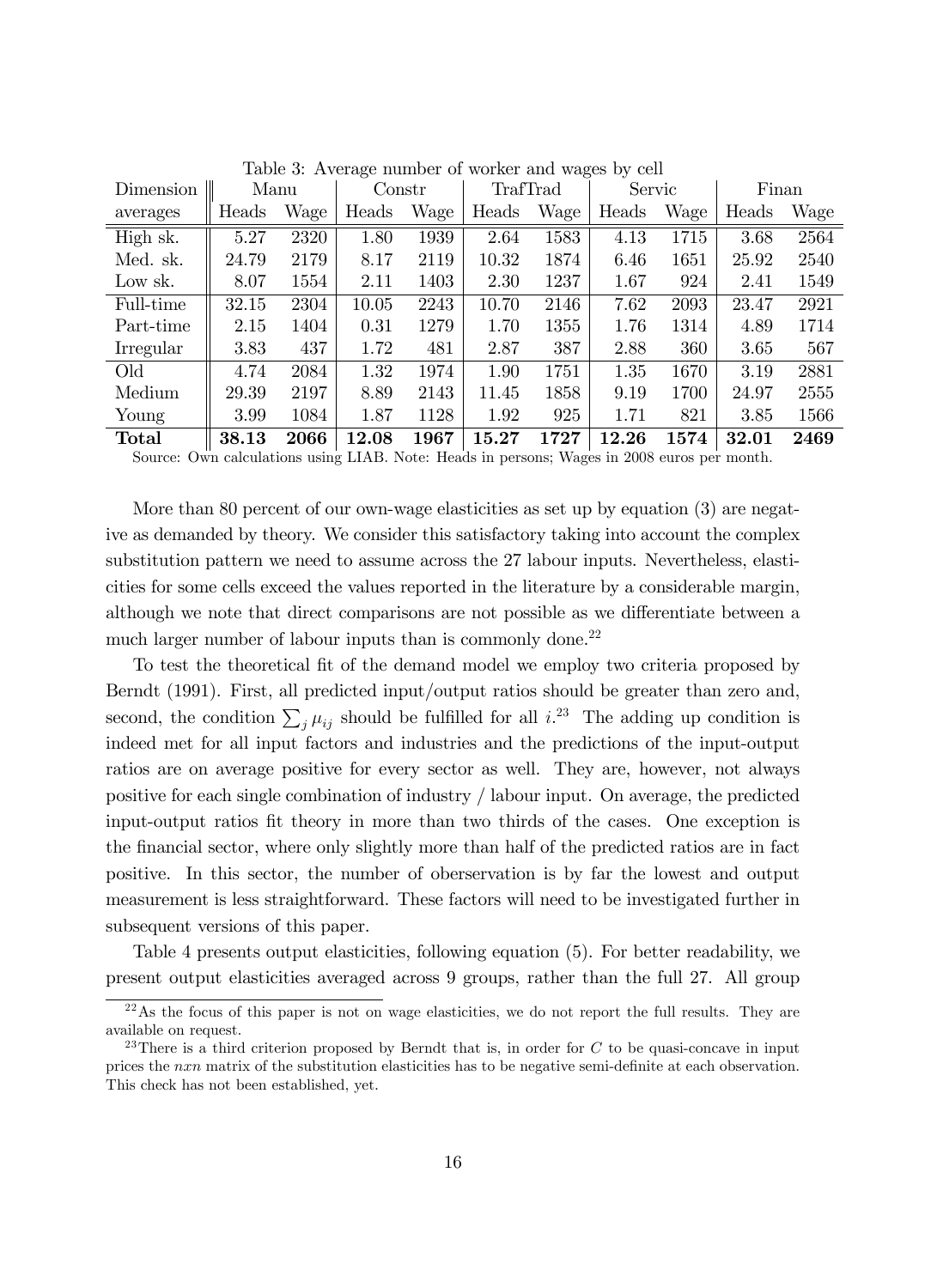Table 3: Average number of worker and wages by cell

| Dimension | Manu | | Constr | | TrafTrad | | Servic | | Finan | |
|---|---|---|---|---|---|---|---|---|---|---|
| averages | Heads | Wage | Heads | Wage | Heads | Wage | Heads | Wage | Heads | Wage |
| High sk. | 5.27 | 2320 | 1.80 | 1939 | 2.64 | 1583 | 4.13 | 1715 | 3.68 | 2564 |
| Med. sk. | 24.79 | 2179 | 8.17 | 2119 | 10.32 | 1874 | 6.46 | 1651 | 25.92 | 2540 |
| Low sk. | 8.07 | 1554 | 2.11 | 1403 | 2.30 | 1237 | 1.67 | 924 | 2.41 | 1549 |
| Full-time | 32.15 | 2304 | 10.05 | 2243 | 10.70 | 2146 | 7.62 | 2093 | 23.47 | 2921 |
| Part-time | 2.15 | 1404 | 0.31 | 1279 | 1.70 | 1355 | 1.76 | 1314 | 4.89 | 1714 |
| Irregular | 3.83 | 437 | 1.72 | 481 | 2.87 | 387 | 2.88 | 360 | 3.65 | 567 |
| Old | 4.74 | 2084 | 1.32 | 1974 | 1.90 | 1751 | 1.35 | 1670 | 3.19 | 2881 |
| Medium | 29.39 | 2197 | 8.89 | 2143 | 11.45 | 1858 | 9.19 | 1700 | 24.97 | 2555 |
| Young | 3.99 | 1084 | 1.87 | 1128 | 1.92 | 925 | 1.71 | 821 | 3.85 | 1566 |
| **Total** | **38.13** | **2066** | **12.08** | **1967** | **15.27** | **1727** | **12.26** | **1574** | **32.01** | **2469** |

Source: Own calculations using LIAB. Note: Heads in persons; Wages in 2008 euros per month.

More than 80 percent of our own-wage elasticities as set up by equation (3) are negative as demanded by theory. We consider this satisfactory taking into account the complex substitution pattern we need to assume across the 27 labour inputs. Nevertheless, elasticities for some cells exceed the values reported in the literature by a considerable margin, although we note that direct comparisons are not possible as we differentiate between a much larger number of labour inputs than is commonly done.[22]

To test the theoretical fit of the demand model we employ two criteria proposed by Berndt (1991). First, all predicted input/output ratios should be greater than zero and, second, the condition $\sum_j \mu_{ij}$ should be fulfilled for all $i$.[23] The adding up condition is indeed met for all input factors and industries and the predictions of the input-output ratios are on average positive for every sector as well. They are, however, not always positive for each single combination of industry / labour input. On average, the predicted input-output ratios fit theory in more than two thirds of the cases. One exception is the financial sector, where only slightly more than half of the predicted ratios are in fact positive. In this sector, the number of oberservation is by far the lowest and output measurement is less straightforward. These factors will need to be investigated further in subsequent versions of this paper.

Table 4 presents output elasticities, following equation (5). For better readability, we present output elasticities averaged across 9 groups, rather than the full 27. All group

[22] As the focus of this paper is not on wage elasticities, we do not report the full results. They are available on request.

[23] There is a third criterion proposed by Berndt that is, in order for $C$ to be quasi-concave in input prices the $nxn$ matrix of the substitution elasticities has to be negative semi-definite at each observation. This check has not been established, yet.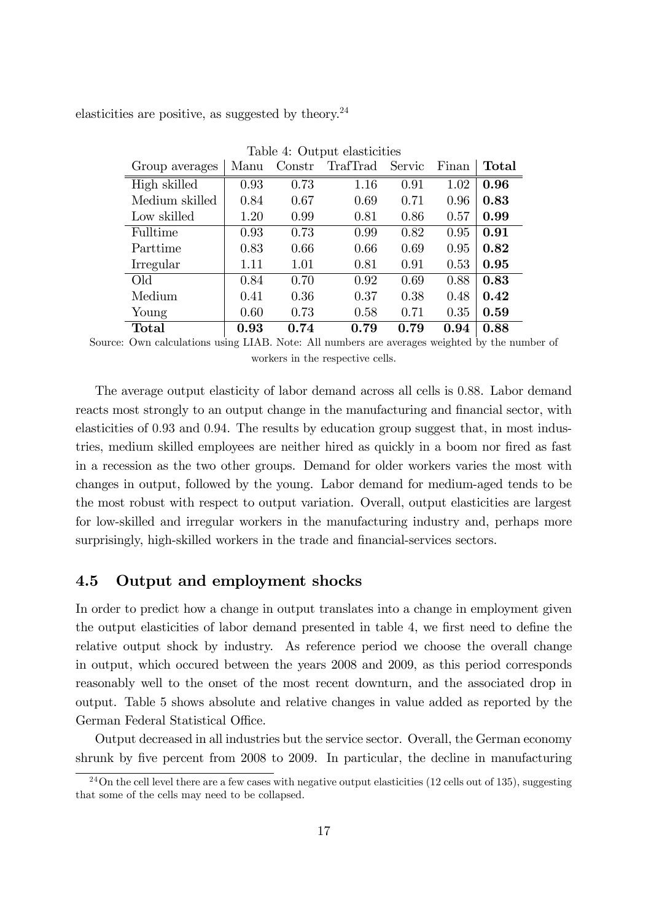elasticities are positive, as suggested by theory.[24]

Table 4: Output elasticities

| Group averages | Manu | Constr | TrafTrad | Servic | Finan | **Total** |
|---|---|---|---|---|---|---|
| High skilled | 0.93 | 0.73 | 1.16 | 0.91 | 1.02 | **0.96** |
| Medium skilled | 0.84 | 0.67 | 0.69 | 0.71 | 0.96 | **0.83** |
| Low skilled | 1.20 | 0.99 | 0.81 | 0.86 | 0.57 | **0.99** |
| Fulltime | 0.93 | 0.73 | 0.99 | 0.82 | 0.95 | **0.91** |
| Parttime | 0.83 | 0.66 | 0.66 | 0.69 | 0.95 | **0.82** |
| Irregular | 1.11 | 1.01 | 0.81 | 0.91 | 0.53 | **0.95** |
| Old | 0.84 | 0.70 | 0.92 | 0.69 | 0.88 | **0.83** |
| Medium | 0.41 | 0.36 | 0.37 | 0.38 | 0.48 | **0.42** |
| Young | 0.60 | 0.73 | 0.58 | 0.71 | 0.35 | **0.59** |
| **Total** | **0.93** | **0.74** | **0.79** | **0.79** | **0.94** | **0.88** |

Source: Own calculations using LIAB. Note: All numbers are averages weighted by the number of workers in the respective cells.

The average output elasticity of labor demand across all cells is 0.88. Labor demand reacts most strongly to an output change in the manufacturing and financial sector, with elasticities of 0.93 and 0.94. The results by education group suggest that, in most industries, medium skilled employees are neither hired as quickly in a boom nor fired as fast in a recession as the two other groups. Demand for older workers varies the most with changes in output, followed by the young. Labor demand for medium-aged tends to be the most robust with respect to output variation. Overall, output elasticities are largest for low-skilled and irregular workers in the manufacturing industry and, perhaps more surprisingly, high-skilled workers in the trade and financial-services sectors.

## 4.5 Output and employment shocks

In order to predict how a change in output translates into a change in employment given the output elasticities of labor demand presented in table 4, we first need to define the relative output shock by industry. As reference period we choose the overall change in output, which occured between the years 2008 and 2009, as this period corresponds reasonably well to the onset of the most recent downturn, and the associated drop in output. Table 5 shows absolute and relative changes in value added as reported by the German Federal Statistical Office.

Output decreased in all industries but the service sector. Overall, the German economy shrunk by five percent from 2008 to 2009. In particular, the decline in manufacturing

[24] On the cell level there are a few cases with negative output elasticities (12 cells out of 135), suggesting that some of the cells may need to be collapsed.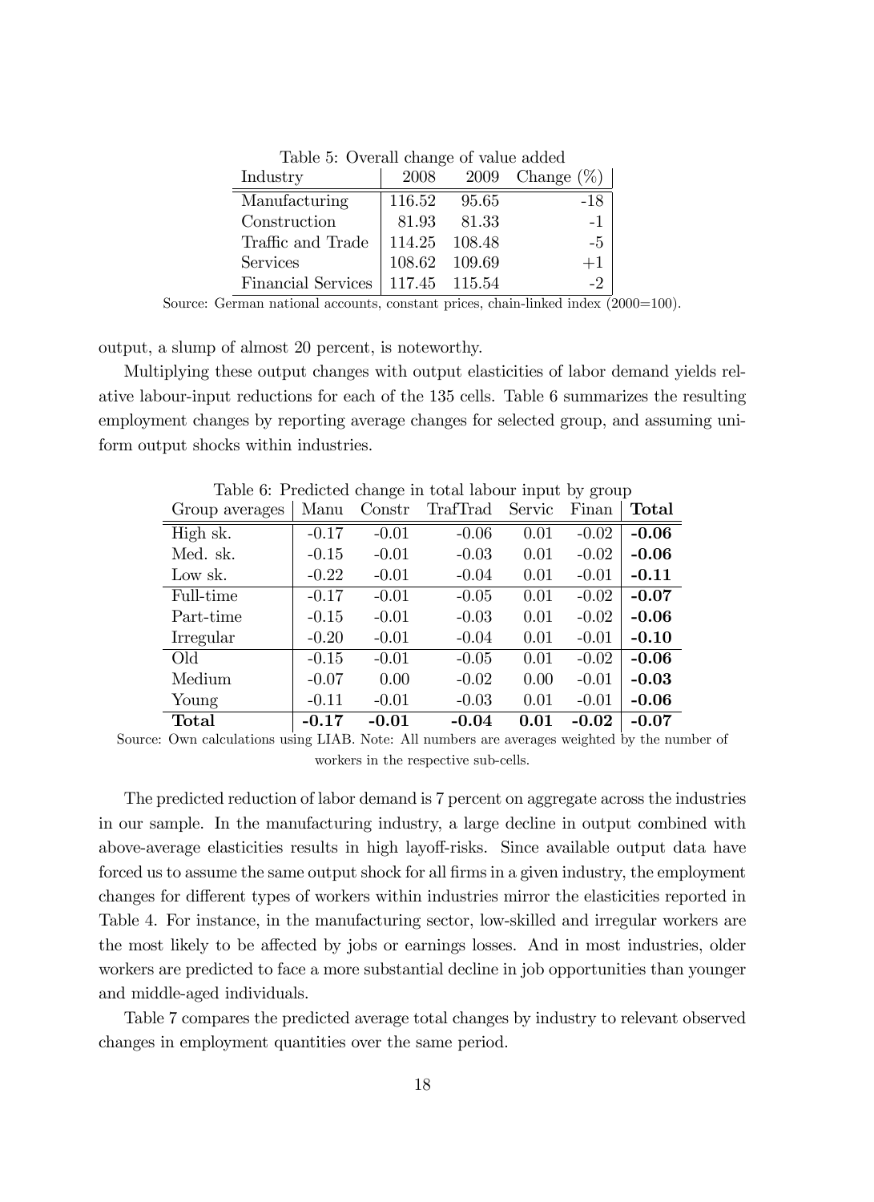Table 5: Overall change of value added

| Industry | 2008 | 2009 | Change (%) |
|---|---|---|---|
| Manufacturing | 116.52 | 95.65 | -18 |
| Construction | 81.93 | 81.33 | -1 |
| Traffic and Trade | 114.25 | 108.48 | -5 |
| Services | 108.62 | 109.69 | +1 |
| Financial Services | 117.45 | 115.54 | -2 |

Source: German national accounts, constant prices, chain-linked index (2000=100).

output, a slump of almost 20 percent, is noteworthy.

Multiplying these output changes with output elasticities of labor demand yields relative labour-input reductions for each of the 135 cells. Table 6 summarizes the resulting employment changes by reporting average changes for selected group, and assuming uniform output shocks within industries.

Table 6: Predicted change in total labour input by group

| Group averages | Manu | Constr | TrafTrad | Servic | Finan | **Total** |
|---|---|---|---|---|---|---|
| High sk. | -0.17 | -0.01 | -0.06 | 0.01 | -0.02 | **-0.06** |
| Med. sk. | -0.15 | -0.01 | -0.03 | 0.01 | -0.02 | **-0.06** |
| Low sk. | -0.22 | -0.01 | -0.04 | 0.01 | -0.01 | **-0.11** |
| Full-time | -0.17 | -0.01 | -0.05 | 0.01 | -0.02 | **-0.07** |
| Part-time | -0.15 | -0.01 | -0.03 | 0.01 | -0.02 | **-0.06** |
| Irregular | -0.20 | -0.01 | -0.04 | 0.01 | -0.01 | **-0.10** |
| Old | -0.15 | -0.01 | -0.05 | 0.01 | -0.02 | **-0.06** |
| Medium | -0.07 | 0.00 | -0.02 | 0.00 | -0.01 | **-0.03** |
| Young | -0.11 | -0.01 | -0.03 | 0.01 | -0.01 | **-0.06** |
| **Total** | **-0.17** | **-0.01** | **-0.04** | **0.01** | **-0.02** | -0.07 |

Source: Own calculations using LIAB. Note: All numbers are averages weighted by the number of workers in the respective sub-cells.

The predicted reduction of labor demand is 7 percent on aggregate across the industries in our sample. In the manufacturing industry, a large decline in output combined with above-average elasticities results in high layoff-risks. Since available output data have forced us to assume the same output shock for all firms in a given industry, the employment changes for different types of workers within industries mirror the elasticities reported in Table 4. For instance, in the manufacturing sector, low-skilled and irregular workers are the most likely to be affected by jobs or earnings losses. And in most industries, older workers are predicted to face a more substantial decline in job opportunities than younger and middle-aged individuals.

Table 7 compares the predicted average total changes by industry to relevant observed changes in employment quantities over the same period.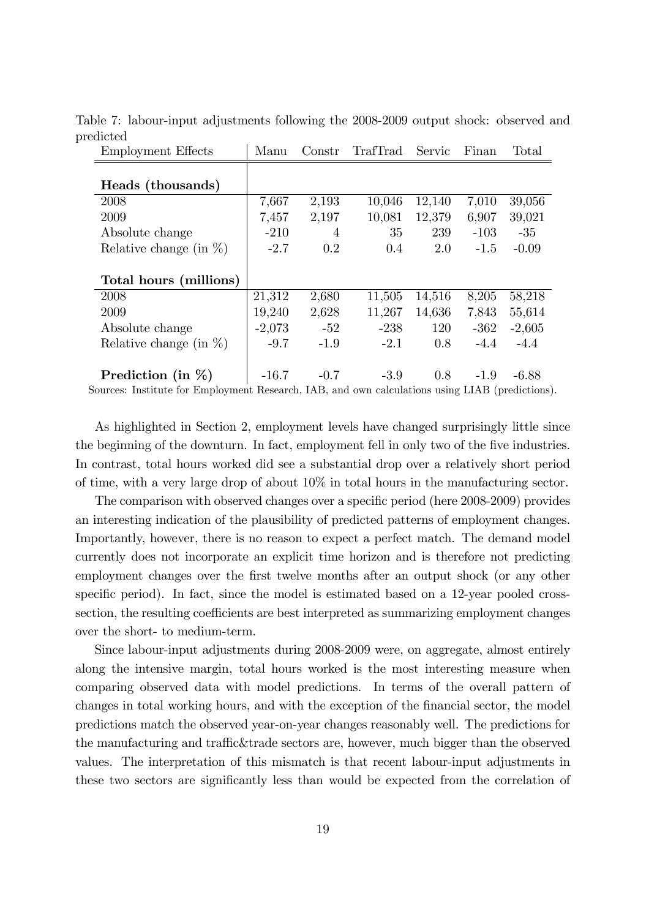Table 7: labour-input adjustments following the 2008-2009 output shock: observed and predicted

| Employment Effects | Manu | Constr | TrafTrad | Servic | Finan | Total |
|---|---|---|---|---|---|---|
| **Heads (thousands)** | | | | | | |
| 2008 | 7,667 | 2,193 | 10,046 | 12,140 | 7,010 | 39,056 |
| 2009 | 7,457 | 2,197 | 10,081 | 12,379 | 6,907 | 39,021 |
| Absolute change | -210 | 4 | 35 | 239 | -103 | -35 |
| Relative change (in %) | -2.7 | 0.2 | 0.4 | 2.0 | -1.5 | -0.09 |
| **Total hours (millions)** | | | | | | |
| 2008 | 21,312 | 2,680 | 11,505 | 14,516 | 8,205 | 58,218 |
| 2009 | 19,240 | 2,628 | 11,267 | 14,636 | 7,843 | 55,614 |
| Absolute change | -2,073 | -52 | -238 | 120 | -362 | -2,605 |
| Relative change (in %) | -9.7 | -1.9 | -2.1 | 0.8 | -4.4 | -4.4 |
| **Prediction (in %)** | -16.7 | -0.7 | -3.9 | 0.8 | -1.9 | -6.88 |

Sources: Institute for Employment Research, IAB, and own calculations using LIAB (predictions).

As highlighted in Section 2, employment levels have changed surprisingly little since the beginning of the downturn. In fact, employment fell in only two of the five industries. In contrast, total hours worked did see a substantial drop over a relatively short period of time, with a very large drop of about 10% in total hours in the manufacturing sector.

The comparison with observed changes over a specific period (here 2008-2009) provides an interesting indication of the plausibility of predicted patterns of employment changes. Importantly, however, there is no reason to expect a perfect match. The demand model currently does not incorporate an explicit time horizon and is therefore not predicting employment changes over the first twelve months after an output shock (or any other specific period). In fact, since the model is estimated based on a 12-year pooled cross-section, the resulting coefficients are best interpreted as summarizing employment changes over the short- to medium-term.

Since labour-input adjustments during 2008-2009 were, on aggregate, almost entirely along the intensive margin, total hours worked is the most interesting measure when comparing observed data with model predictions. In terms of the overall pattern of changes in total working hours, and with the exception of the financial sector, the model predictions match the observed year-on-year changes reasonably well. The predictions for the manufacturing and traffic&trade sectors are, however, much bigger than the observed values. The interpretation of this mismatch is that recent labour-input adjustments in these two sectors are significantly less than would be expected from the correlation of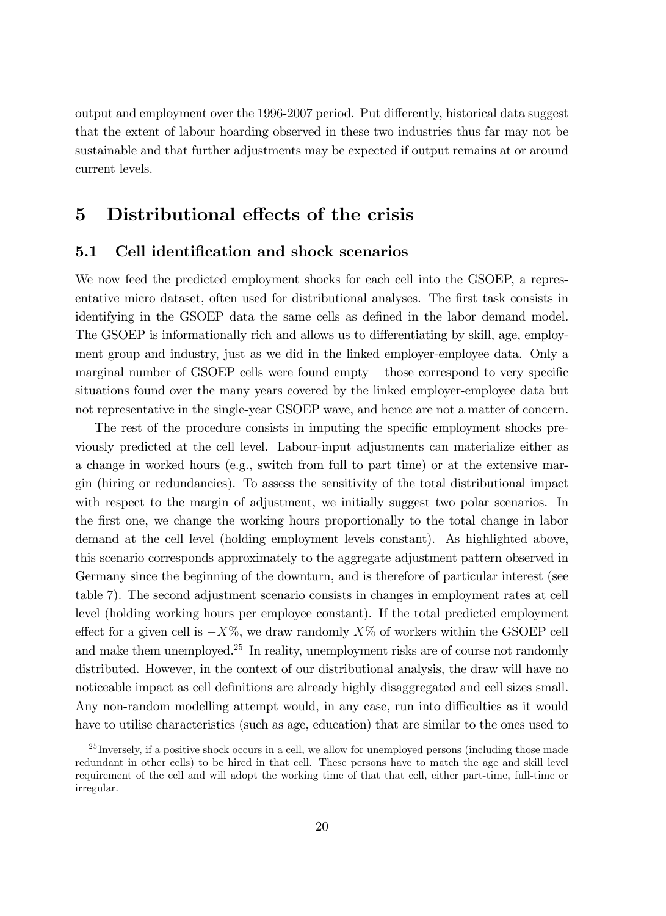output and employment over the 1996-2007 period. Put differently, historical data suggest that the extent of labour hoarding observed in these two industries thus far may not be sustainable and that further adjustments may be expected if output remains at or around current levels.

# 5 Distributional effects of the crisis

## 5.1 Cell identification and shock scenarios

We now feed the predicted employment shocks for each cell into the GSOEP, a representative micro dataset, often used for distributional analyses. The first task consists in identifying in the GSOEP data the same cells as defined in the labor demand model. The GSOEP is informationally rich and allows us to differentiating by skill, age, employment group and industry, just as we did in the linked employer-employee data. Only a marginal number of GSOEP cells were found empty – those correspond to very specific situations found over the many years covered by the linked employer-employee data but not representative in the single-year GSOEP wave, and hence are not a matter of concern.

The rest of the procedure consists in imputing the specific employment shocks previously predicted at the cell level. Labour-input adjustments can materialize either as a change in worked hours (e.g., switch from full to part time) or at the extensive margin (hiring or redundancies). To assess the sensitivity of the total distributional impact with respect to the margin of adjustment, we initially suggest two polar scenarios. In the first one, we change the working hours proportionally to the total change in labor demand at the cell level (holding employment levels constant). As highlighted above, this scenario corresponds approximately to the aggregate adjustment pattern observed in Germany since the beginning of the downturn, and is therefore of particular interest (see table 7). The second adjustment scenario consists in changes in employment rates at cell level (holding working hours per employee constant). If the total predicted employment effect for a given cell is $-X\%$, we draw randomly $X\%$ of workers within the GSOEP cell and make them unemployed.[25] In reality, unemployment risks are of course not randomly distributed. However, in the context of our distributional analysis, the draw will have no noticeable impact as cell definitions are already highly disaggregated and cell sizes small. Any non-random modelling attempt would, in any case, run into difficulties as it would have to utilise characteristics (such as age, education) that are similar to the ones used to

[25] Inversely, if a positive shock occurs in a cell, we allow for unemployed persons (including those made redundant in other cells) to be hired in that cell. These persons have to match the age and skill level requirement of the cell and will adopt the working time of that that cell, either part-time, full-time or irregular.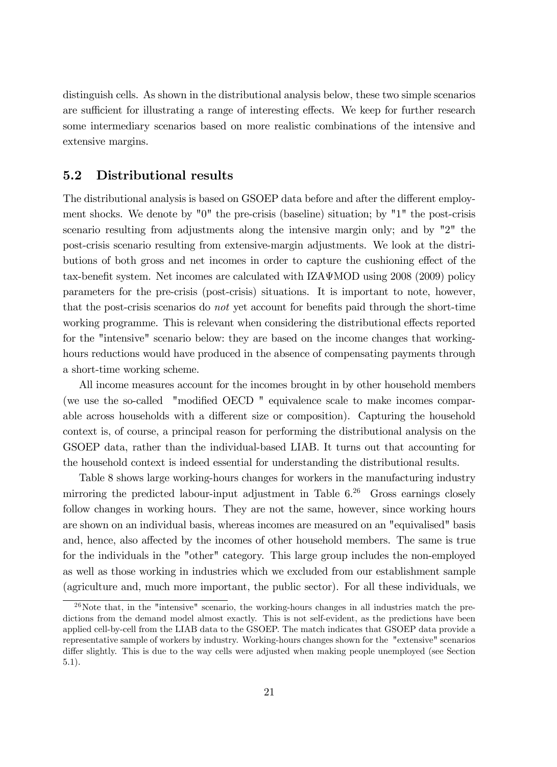distinguish cells. As shown in the distributional analysis below, these two simple scenarios are sufficient for illustrating a range of interesting effects. We keep for further research some intermediary scenarios based on more realistic combinations of the intensive and extensive margins.

## 5.2 Distributional results

The distributional analysis is based on GSOEP data before and after the different employment shocks. We denote by "0" the pre-crisis (baseline) situation; by "1" the post-crisis scenario resulting from adjustments along the intensive margin only; and by "2" the post-crisis scenario resulting from extensive-margin adjustments. We look at the distributions of both gross and net incomes in order to capture the cushioning effect of the tax-benefit system. Net incomes are calculated with IZAΨMOD using 2008 (2009) policy parameters for the pre-crisis (post-crisis) situations. It is important to note, however, that the post-crisis scenarios do *not* yet account for benefits paid through the short-time working programme. This is relevant when considering the distributional effects reported for the "intensive" scenario below: they are based on the income changes that working-hours reductions would have produced in the absence of compensating payments through a short-time working scheme.

All income measures account for the incomes brought in by other household members (we use the so-called "modified OECD " equivalence scale to make incomes comparable across households with a different size or composition). Capturing the household context is, of course, a principal reason for performing the distributional analysis on the GSOEP data, rather than the individual-based LIAB. It turns out that accounting for the household context is indeed essential for understanding the distributional results.

Table 8 shows large working-hours changes for workers in the manufacturing industry mirroring the predicted labour-input adjustment in Table 6.[26] Gross earnings closely follow changes in working hours. They are not the same, however, since working hours are shown on an individual basis, whereas incomes are measured on an "equivalised" basis and, hence, also affected by the incomes of other household members. The same is true for the individuals in the "other" category. This large group includes the non-employed as well as those working in industries which we excluded from our establishment sample (agriculture and, much more important, the public sector). For all these individuals, we

[26] Note that, in the "intensive" scenario, the working-hours changes in all industries match the predictions from the demand model almost exactly. This is not self-evident, as the predictions have been applied cell-by-cell from the LIAB data to the GSOEP. The match indicates that GSOEP data provide a representative sample of workers by industry. Working-hours changes shown for the "extensive" scenarios differ slightly. This is due to the way cells were adjusted when making people unemployed (see Section 5.1).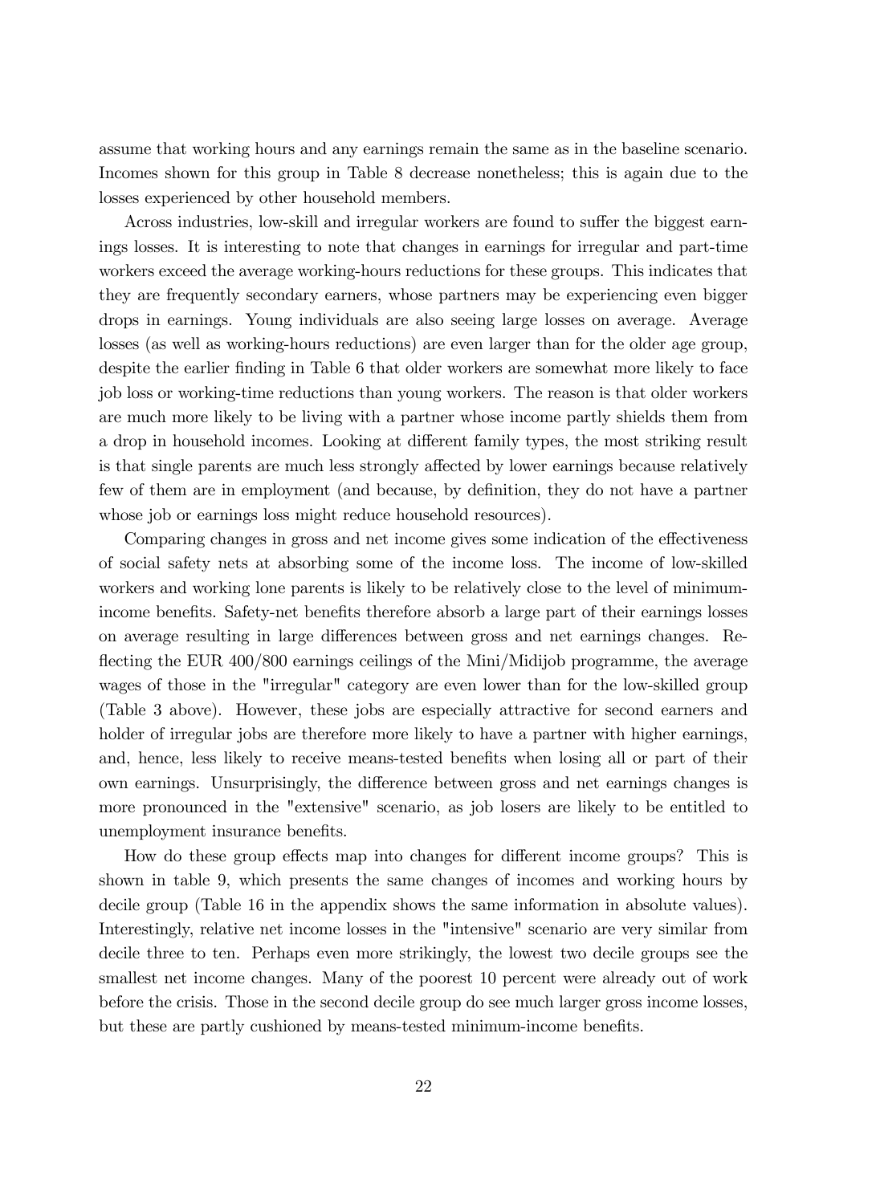assume that working hours and any earnings remain the same as in the baseline scenario. Incomes shown for this group in Table 8 decrease nonetheless; this is again due to the losses experienced by other household members.

Across industries, low-skill and irregular workers are found to suffer the biggest earnings losses. It is interesting to note that changes in earnings for irregular and part-time workers exceed the average working-hours reductions for these groups. This indicates that they are frequently secondary earners, whose partners may be experiencing even bigger drops in earnings. Young individuals are also seeing large losses on average. Average losses (as well as working-hours reductions) are even larger than for the older age group, despite the earlier finding in Table 6 that older workers are somewhat more likely to face job loss or working-time reductions than young workers. The reason is that older workers are much more likely to be living with a partner whose income partly shields them from a drop in household incomes. Looking at different family types, the most striking result is that single parents are much less strongly affected by lower earnings because relatively few of them are in employment (and because, by definition, they do not have a partner whose job or earnings loss might reduce household resources).

Comparing changes in gross and net income gives some indication of the effectiveness of social safety nets at absorbing some of the income loss. The income of low-skilled workers and working lone parents is likely to be relatively close to the level of minimum-income benefits. Safety-net benefits therefore absorb a large part of their earnings losses on average resulting in large differences between gross and net earnings changes. Reflecting the EUR 400/800 earnings ceilings of the Mini/Midijob programme, the average wages of those in the "irregular" category are even lower than for the low-skilled group (Table 3 above). However, these jobs are especially attractive for second earners and holder of irregular jobs are therefore more likely to have a partner with higher earnings, and, hence, less likely to receive means-tested benefits when losing all or part of their own earnings. Unsurprisingly, the difference between gross and net earnings changes is more pronounced in the "extensive" scenario, as job losers are likely to be entitled to unemployment insurance benefits.

How do these group effects map into changes for different income groups? This is shown in table 9, which presents the same changes of incomes and working hours by decile group (Table 16 in the appendix shows the same information in absolute values). Interestingly, relative net income losses in the "intensive" scenario are very similar from decile three to ten. Perhaps even more strikingly, the lowest two decile groups see the smallest net income changes. Many of the poorest 10 percent were already out of work before the crisis. Those in the second decile group do see much larger gross income losses, but these are partly cushioned by means-tested minimum-income benefits.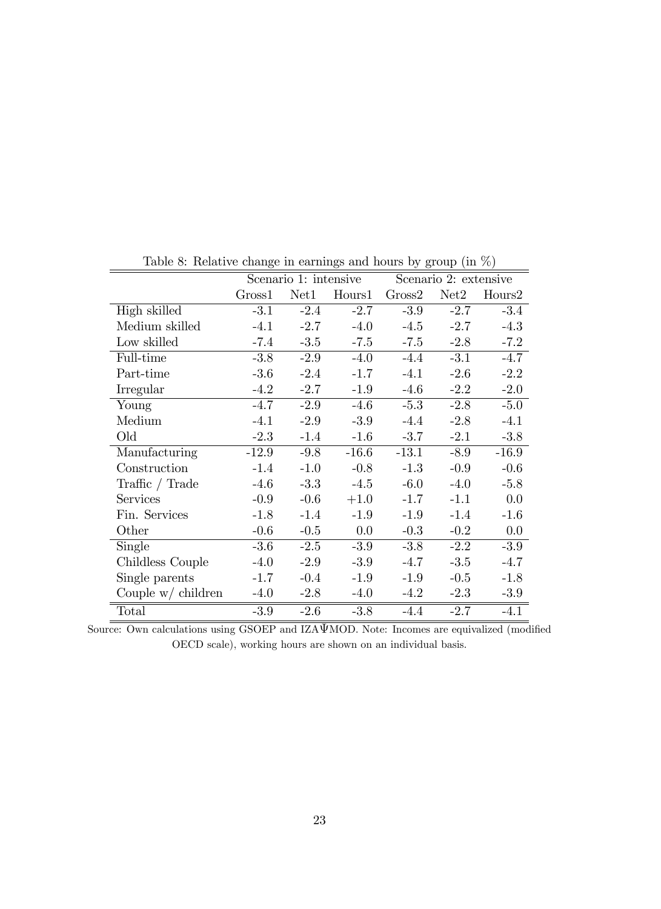Table 8: Relative change in earnings and hours by group (in %)

| | Scenario 1: intensive | | | Scenario 2: extensive | | |
|---|---|---|---|---|---|---|
| | Gross1 | Net1 | Hours1 | Gross2 | Net2 | Hours2 |
| High skilled | -3.1 | -2.4 | -2.7 | -3.9 | -2.7 | -3.4 |
| Medium skilled | -4.1 | -2.7 | -4.0 | -4.5 | -2.7 | -4.3 |
| Low skilled | -7.4 | -3.5 | -7.5 | -7.5 | -2.8 | -7.2 |
| Full-time | -3.8 | -2.9 | -4.0 | -4.4 | -3.1 | -4.7 |
| Part-time | -3.6 | -2.4 | -1.7 | -4.1 | -2.6 | -2.2 |
| Irregular | -4.2 | -2.7 | -1.9 | -4.6 | -2.2 | -2.0 |
| Young | -4.7 | -2.9 | -4.6 | -5.3 | -2.8 | -5.0 |
| Medium | -4.1 | -2.9 | -3.9 | -4.4 | -2.8 | -4.1 |
| Old | -2.3 | -1.4 | -1.6 | -3.7 | -2.1 | -3.8 |
| Manufacturing | -12.9 | -9.8 | -16.6 | -13.1 | -8.9 | -16.9 |
| Construction | -1.4 | -1.0 | -0.8 | -1.3 | -0.9 | -0.6 |
| Traffic / Trade | -4.6 | -3.3 | -4.5 | -6.0 | -4.0 | -5.8 |
| Services | -0.9 | -0.6 | +1.0 | -1.7 | -1.1 | 0.0 |
| Fin. Services | -1.8 | -1.4 | -1.9 | -1.9 | -1.4 | -1.6 |
| Other | -0.6 | -0.5 | 0.0 | -0.3 | -0.2 | 0.0 |
| Single | -3.6 | -2.5 | -3.9 | -3.8 | -2.2 | -3.9 |
| Childless Couple | -4.0 | -2.9 | -3.9 | -4.7 | -3.5 | -4.7 |
| Single parents | -1.7 | -0.4 | -1.9 | -1.9 | -0.5 | -1.8 |
| Couple w/ children | -4.0 | -2.8 | -4.0 | -4.2 | -2.3 | -3.9 |
| Total | -3.9 | -2.6 | -3.8 | -4.4 | -2.7 | -4.1 |

Source: Own calculations using GSOEP and IZAΨMOD. Note: Incomes are equivalized (modified OECD scale), working hours are shown on an individual basis.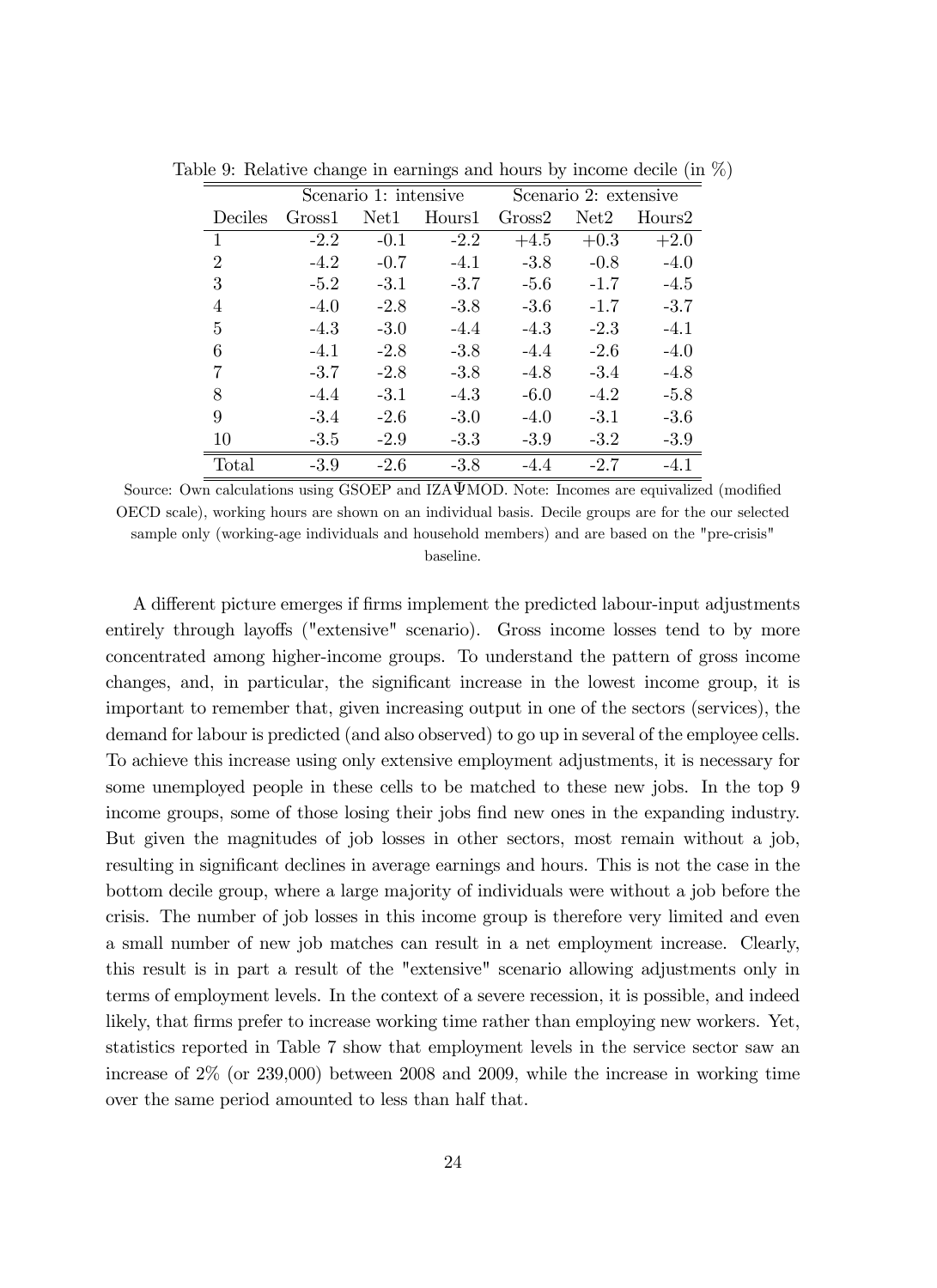Table 9: Relative change in earnings and hours by income decile (in %)

| | Scenario 1: intensive | | | Scenario 2: extensive | | |
|---|---|---|---|---|---|---|
| Deciles | Gross1 | Net1 | Hours1 | Gross2 | Net2 | Hours2 |
| 1 | -2.2 | -0.1 | -2.2 | +4.5 | +0.3 | +2.0 |
| 2 | -4.2 | -0.7 | -4.1 | -3.8 | -0.8 | -4.0 |
| 3 | -5.2 | -3.1 | -3.7 | -5.6 | -1.7 | -4.5 |
| 4 | -4.0 | -2.8 | -3.8 | -3.6 | -1.7 | -3.7 |
| 5 | -4.3 | -3.0 | -4.4 | -4.3 | -2.3 | -4.1 |
| 6 | -4.1 | -2.8 | -3.8 | -4.4 | -2.6 | -4.0 |
| 7 | -3.7 | -2.8 | -3.8 | -4.8 | -3.4 | -4.8 |
| 8 | -4.4 | -3.1 | -4.3 | -6.0 | -4.2 | -5.8 |
| 9 | -3.4 | -2.6 | -3.0 | -4.0 | -3.1 | -3.6 |
| 10 | -3.5 | -2.9 | -3.3 | -3.9 | -3.2 | -3.9 |
| Total | -3.9 | -2.6 | -3.8 | -4.4 | -2.7 | -4.1 |

Source: Own calculations using GSOEP and IZAΨMOD. Note: Incomes are equivalized (modified OECD scale), working hours are shown on an individual basis. Decile groups are for the our selected sample only (working-age individuals and household members) and are based on the "pre-crisis" baseline.

A different picture emerges if firms implement the predicted labour-input adjustments entirely through layoffs ("extensive" scenario). Gross income losses tend to by more concentrated among higher-income groups. To understand the pattern of gross income changes, and, in particular, the significant increase in the lowest income group, it is important to remember that, given increasing output in one of the sectors (services), the demand for labour is predicted (and also observed) to go up in several of the employee cells. To achieve this increase using only extensive employment adjustments, it is necessary for some unemployed people in these cells to be matched to these new jobs. In the top 9 income groups, some of those losing their jobs find new ones in the expanding industry. But given the magnitudes of job losses in other sectors, most remain without a job, resulting in significant declines in average earnings and hours. This is not the case in the bottom decile group, where a large majority of individuals were without a job before the crisis. The number of job losses in this income group is therefore very limited and even a small number of new job matches can result in a net employment increase. Clearly, this result is in part a result of the "extensive" scenario allowing adjustments only in terms of employment levels. In the context of a severe recession, it is possible, and indeed likely, that firms prefer to increase working time rather than employing new workers. Yet, statistics reported in Table 7 show that employment levels in the service sector saw an increase of 2% (or 239,000) between 2008 and 2009, while the increase in working time over the same period amounted to less than half that.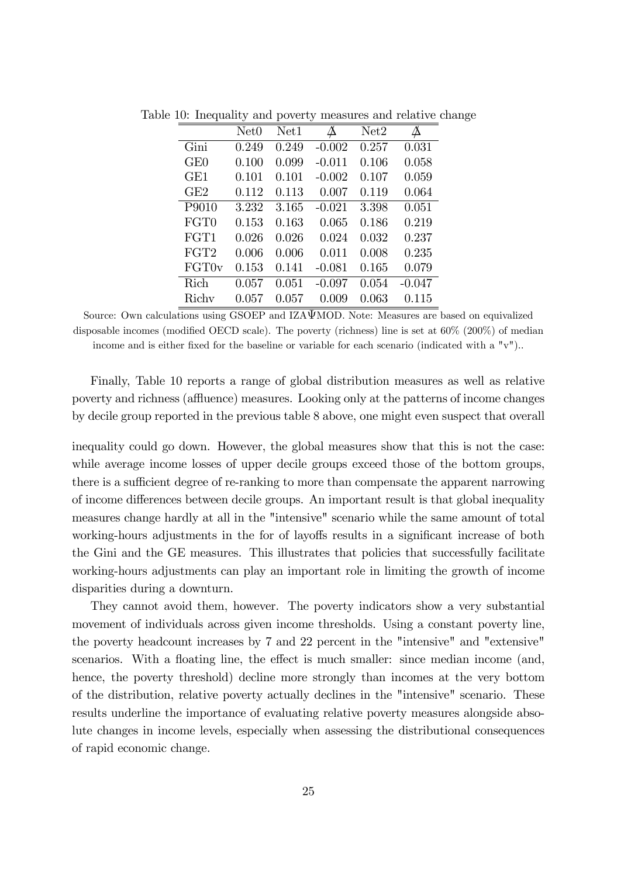Table 10: Inequality and poverty measures and relative change

|  | Net0 | Net1 | Δ | Net2 | Δ |
|---|---|---|---|---|---|
| Gini | 0.249 | 0.249 | -0.002 | 0.257 | 0.031 |
| GE0 | 0.100 | 0.099 | -0.011 | 0.106 | 0.058 |
| GE1 | 0.101 | 0.101 | -0.002 | 0.107 | 0.059 |
| GE2 | 0.112 | 0.113 | 0.007 | 0.119 | 0.064 |
| P9010 | 3.232 | 3.165 | -0.021 | 3.398 | 0.051 |
| FGT0 | 0.153 | 0.163 | 0.065 | 0.186 | 0.219 |
| FGT1 | 0.026 | 0.026 | 0.024 | 0.032 | 0.237 |
| FGT2 | 0.006 | 0.006 | 0.011 | 0.008 | 0.235 |
| FGT0v | 0.153 | 0.141 | -0.081 | 0.165 | 0.079 |
| Rich | 0.057 | 0.051 | -0.097 | 0.054 | -0.047 |
| Richv | 0.057 | 0.057 | 0.009 | 0.063 | 0.115 |

Source: Own calculations using GSOEP and IZAΨMOD. Note: Measures are based on equivalized disposable incomes (modified OECD scale). The poverty (richness) line is set at 60% (200%) of median income and is either fixed for the baseline or variable for each scenario (indicated with a "v")..

Finally, Table 10 reports a range of global distribution measures as well as relative poverty and richness (affluence) measures. Looking only at the patterns of income changes by decile group reported in the previous table 8 above, one might even suspect that overall inequality could go down. However, the global measures show that this is not the case: while average income losses of upper decile groups exceed those of the bottom groups, there is a sufficient degree of re-ranking to more than compensate the apparent narrowing of income differences between decile groups. An important result is that global inequality measures change hardly at all in the "intensive" scenario while the same amount of total working-hours adjustments in the for of layoffs results in a significant increase of both the Gini and the GE measures. This illustrates that policies that successfully facilitate working-hours adjustments can play an important role in limiting the growth of income disparities during a downturn.

They cannot avoid them, however. The poverty indicators show a very substantial movement of individuals across given income thresholds. Using a constant poverty line, the poverty headcount increases by 7 and 22 percent in the "intensive" and "extensive" scenarios. With a floating line, the effect is much smaller: since median income (and, hence, the poverty threshold) decline more strongly than incomes at the very bottom of the distribution, relative poverty actually declines in the "intensive" scenario. These results underline the importance of evaluating relative poverty measures alongside absolute changes in income levels, especially when assessing the distributional consequences of rapid economic change.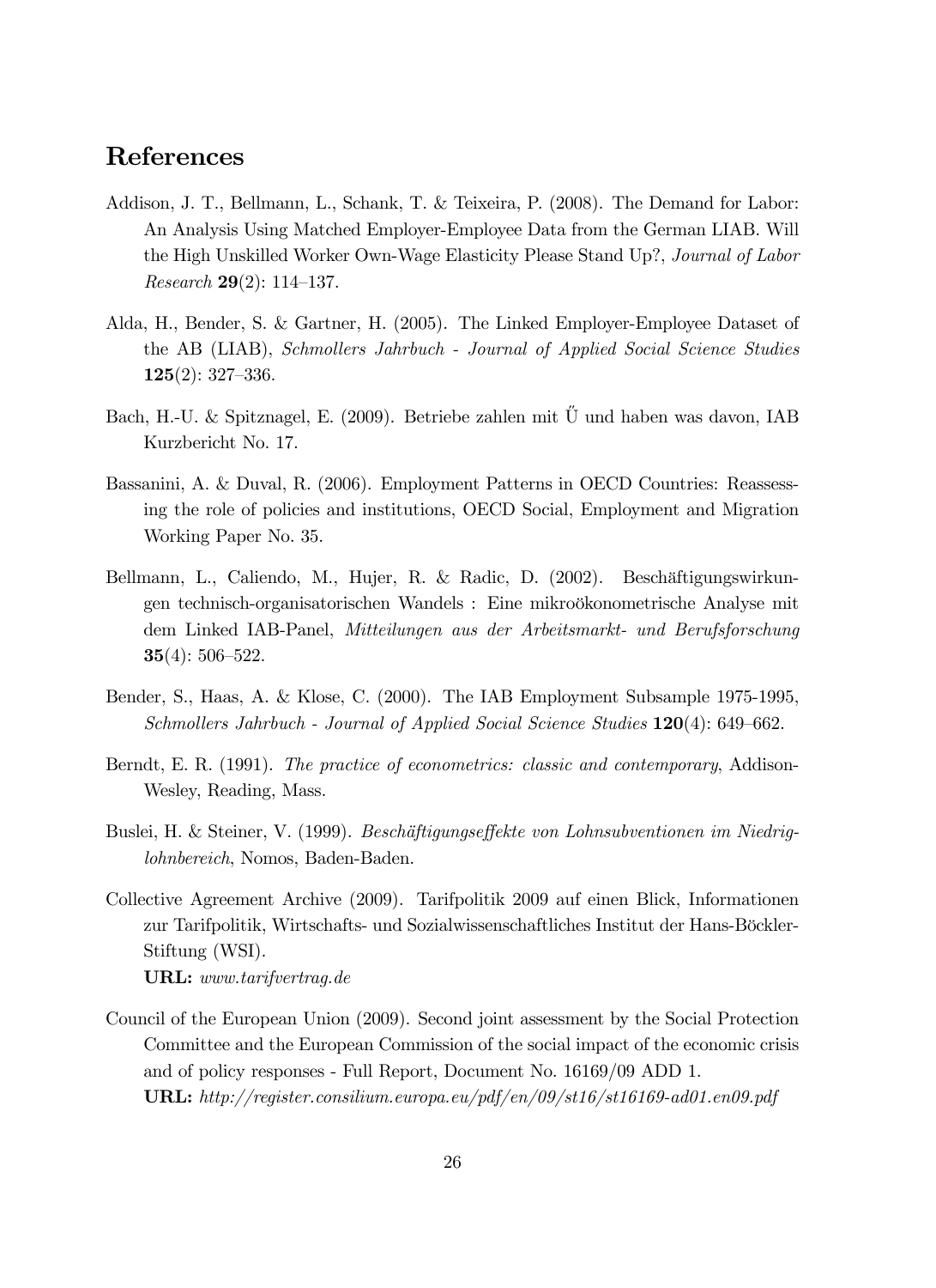## References

Addison, J. T., Bellmann, L., Schank, T. & Teixeira, P. (2008). The Demand for Labor: An Analysis Using Matched Employer-Employee Data from the German LIAB. Will the High Unskilled Worker Own-Wage Elasticity Please Stand Up?, *Journal of Labor Research* **29**(2): 114–137.

Alda, H., Bender, S. & Gartner, H. (2005). The Linked Employer-Employee Dataset of the AB (LIAB), *Schmollers Jahrbuch - Journal of Applied Social Science Studies* **125**(2): 327–336.

Bach, H.-U. & Spitznagel, E. (2009). Betriebe zahlen mit Ű und haben was davon, IAB Kurzbericht No. 17.

Bassanini, A. & Duval, R. (2006). Employment Patterns in OECD Countries: Reassessing the role of policies and institutions, OECD Social, Employment and Migration Working Paper No. 35.

Bellmann, L., Caliendo, M., Hujer, R. & Radic, D. (2002). Beschäftigungswirkungen technisch-organisatorischen Wandels : Eine mikroökonometrische Analyse mit dem Linked IAB-Panel, *Mitteilungen aus der Arbeitsmarkt- und Berufsforschung* **35**(4): 506–522.

Bender, S., Haas, A. & Klose, C. (2000). The IAB Employment Subsample 1975-1995, *Schmollers Jahrbuch - Journal of Applied Social Science Studies* **120**(4): 649–662.

Berndt, E. R. (1991). *The practice of econometrics: classic and contemporary*, Addison-Wesley, Reading, Mass.

Buslei, H. & Steiner, V. (1999). *Beschäftigungseffekte von Lohnsubventionen im Niedriglohnbereich*, Nomos, Baden-Baden.

Collective Agreement Archive (2009). Tarifpolitik 2009 auf einen Blick, Informationen zur Tarifpolitik, Wirtschafts- und Sozialwissenschaftliches Institut der Hans-Böckler-Stiftung (WSI).
**URL:** *www.tarifvertrag.de*

Council of the European Union (2009). Second joint assessment by the Social Protection Committee and the European Commission of the social impact of the economic crisis and of policy responses - Full Report, Document No. 16169/09 ADD 1.
**URL:** *http://register.consilium.europa.eu/pdf/en/09/st16/st16169-ad01.en09.pdf*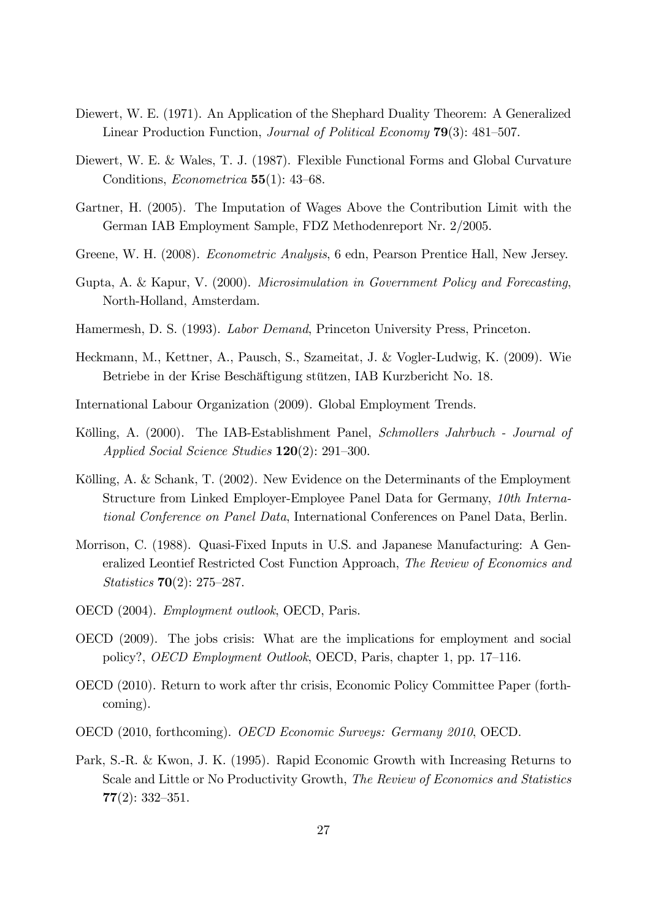Diewert, W. E. (1971). An Application of the Shephard Duality Theorem: A Generalized Linear Production Function, *Journal of Political Economy* **79**(3): 481–507.

Diewert, W. E. & Wales, T. J. (1987). Flexible Functional Forms and Global Curvature Conditions, *Econometrica* **55**(1): 43–68.

Gartner, H. (2005). The Imputation of Wages Above the Contribution Limit with the German IAB Employment Sample, FDZ Methodenreport Nr. 2/2005.

Greene, W. H. (2008). *Econometric Analysis*, 6 edn, Pearson Prentice Hall, New Jersey.

Gupta, A. & Kapur, V. (2000). *Microsimulation in Government Policy and Forecasting*, North-Holland, Amsterdam.

Hamermesh, D. S. (1993). *Labor Demand*, Princeton University Press, Princeton.

Heckmann, M., Kettner, A., Pausch, S., Szameitat, J. & Vogler-Ludwig, K. (2009). Wie Betriebe in der Krise Beschäftigung stützen, IAB Kurzbericht No. 18.

International Labour Organization (2009). Global Employment Trends.

Kölling, A. (2000). The IAB-Establishment Panel, *Schmollers Jahrbuch - Journal of Applied Social Science Studies* **120**(2): 291–300.

Kölling, A. & Schank, T. (2002). New Evidence on the Determinants of the Employment Structure from Linked Employer-Employee Panel Data for Germany, *10th International Conference on Panel Data*, International Conferences on Panel Data, Berlin.

Morrison, C. (1988). Quasi-Fixed Inputs in U.S. and Japanese Manufacturing: A Generalized Leontief Restricted Cost Function Approach, *The Review of Economics and Statistics* **70**(2): 275–287.

OECD (2004). *Employment outlook*, OECD, Paris.

OECD (2009). The jobs crisis: What are the implications for employment and social policy?, *OECD Employment Outlook*, OECD, Paris, chapter 1, pp. 17–116.

OECD (2010). Return to work after thr crisis, Economic Policy Committee Paper (forthcoming).

OECD (2010, forthcoming). *OECD Economic Surveys: Germany 2010*, OECD.

Park, S.-R. & Kwon, J. K. (1995). Rapid Economic Growth with Increasing Returns to Scale and Little or No Productivity Growth, *The Review of Economics and Statistics* **77**(2): 332–351.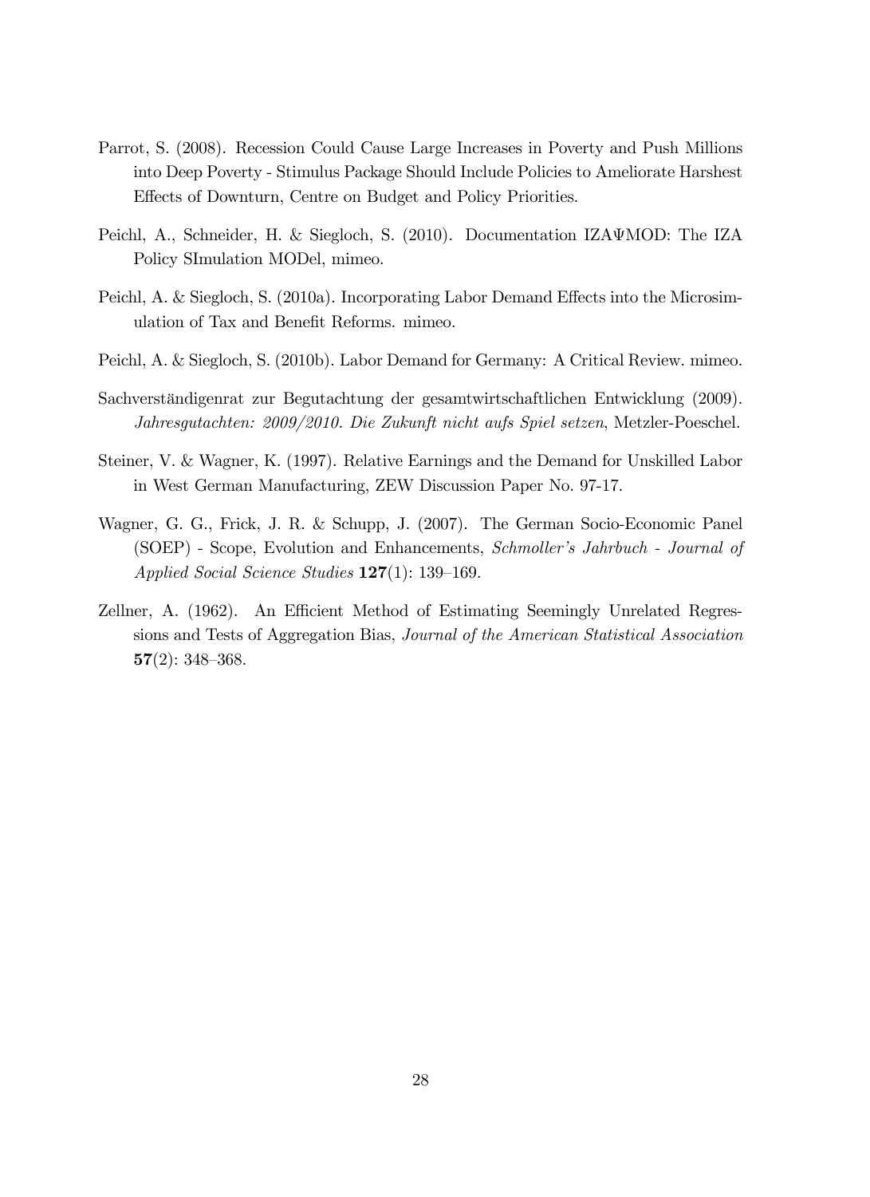Parrot, S. (2008). Recession Could Cause Large Increases in Poverty and Push Millions into Deep Poverty - Stimulus Package Should Include Policies to Ameliorate Harshest Effects of Downturn, Centre on Budget and Policy Priorities.

Peichl, A., Schneider, H. & Siegloch, S. (2010). Documentation IZAΨMOD: The IZA Policy SImulation MODel, mimeo.

Peichl, A. & Siegloch, S. (2010a). Incorporating Labor Demand Effects into the Microsimulation of Tax and Benefit Reforms. mimeo.

Peichl, A. & Siegloch, S. (2010b). Labor Demand for Germany: A Critical Review. mimeo.

Sachverständigenrat zur Begutachtung der gesamtwirtschaftlichen Entwicklung (2009). *Jahresgutachten: 2009/2010. Die Zukunft nicht aufs Spiel setzen*, Metzler-Poeschel.

Steiner, V. & Wagner, K. (1997). Relative Earnings and the Demand for Unskilled Labor in West German Manufacturing, ZEW Discussion Paper No. 97-17.

Wagner, G. G., Frick, J. R. & Schupp, J. (2007). The German Socio-Economic Panel (SOEP) - Scope, Evolution and Enhancements, *Schmoller's Jahrbuch - Journal of Applied Social Science Studies* **127**(1): 139–169.

Zellner, A. (1962). An Efficient Method of Estimating Seemingly Unrelated Regressions and Tests of Aggregation Bias, *Journal of the American Statistical Association* **57**(2): 348–368.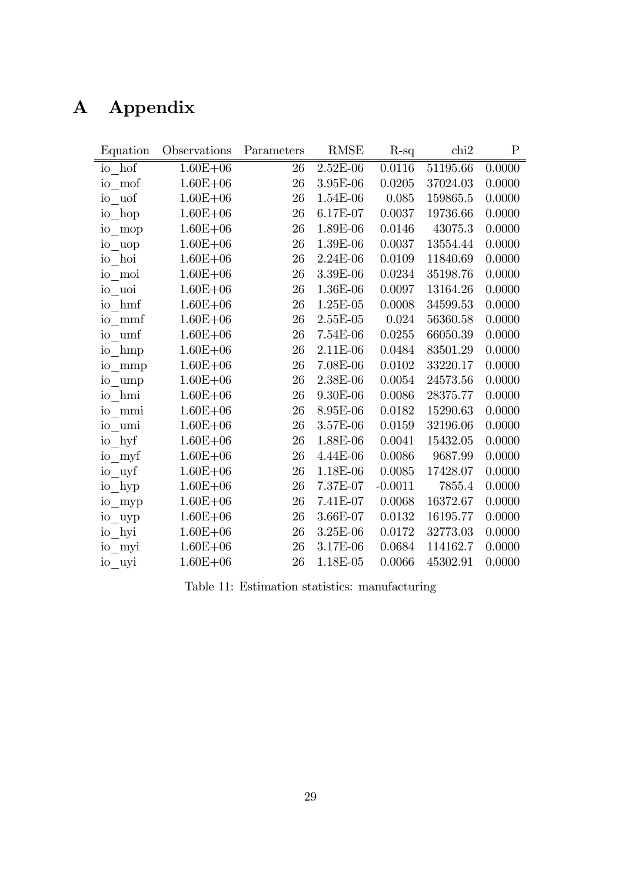# A Appendix

| Equation | Observations | Parameters | RMSE | R-sq | chi2 | P |
|---|---|---|---|---|---|---|
| io_hof | 1.60E+06 | 26 | 2.52E-06 | 0.0116 | 51195.66 | 0.0000 |
| io_mof | 1.60E+06 | 26 | 3.95E-06 | 0.0205 | 37024.03 | 0.0000 |
| io_uof | 1.60E+06 | 26 | 1.54E-06 | 0.085 | 159865.5 | 0.0000 |
| io_hop | 1.60E+06 | 26 | 6.17E-07 | 0.0037 | 19736.66 | 0.0000 |
| io_mop | 1.60E+06 | 26 | 1.89E-06 | 0.0146 | 43075.3 | 0.0000 |
| io_uop | 1.60E+06 | 26 | 1.39E-06 | 0.0037 | 13554.44 | 0.0000 |
| io_hoi | 1.60E+06 | 26 | 2.24E-06 | 0.0109 | 11840.69 | 0.0000 |
| io_moi | 1.60E+06 | 26 | 3.39E-06 | 0.0234 | 35198.76 | 0.0000 |
| io_uoi | 1.60E+06 | 26 | 1.36E-06 | 0.0097 | 13164.26 | 0.0000 |
| io_hmf | 1.60E+06 | 26 | 1.25E-05 | 0.0008 | 34599.53 | 0.0000 |
| io_mmf | 1.60E+06 | 26 | 2.55E-05 | 0.024 | 56360.58 | 0.0000 |
| io_umf | 1.60E+06 | 26 | 7.54E-06 | 0.0255 | 66050.39 | 0.0000 |
| io_hmp | 1.60E+06 | 26 | 2.11E-06 | 0.0484 | 83501.29 | 0.0000 |
| io_mmp | 1.60E+06 | 26 | 7.08E-06 | 0.0102 | 33220.17 | 0.0000 |
| io_ump | 1.60E+06 | 26 | 2.38E-06 | 0.0054 | 24573.56 | 0.0000 |
| io_hmi | 1.60E+06 | 26 | 9.30E-06 | 0.0086 | 28375.77 | 0.0000 |
| io_mmi | 1.60E+06 | 26 | 8.95E-06 | 0.0182 | 15290.63 | 0.0000 |
| io_umi | 1.60E+06 | 26 | 3.57E-06 | 0.0159 | 32196.06 | 0.0000 |
| io_hyf | 1.60E+06 | 26 | 1.88E-06 | 0.0041 | 15432.05 | 0.0000 |
| io_myf | 1.60E+06 | 26 | 4.44E-06 | 0.0086 | 9687.99 | 0.0000 |
| io_uyf | 1.60E+06 | 26 | 1.18E-06 | 0.0085 | 17428.07 | 0.0000 |
| io_hyp | 1.60E+06 | 26 | 7.37E-07 | -0.0011 | 7855.4 | 0.0000 |
| io_myp | 1.60E+06 | 26 | 7.41E-07 | 0.0068 | 16372.67 | 0.0000 |
| io_uyp | 1.60E+06 | 26 | 3.66E-07 | 0.0132 | 16195.77 | 0.0000 |
| io_hyi | 1.60E+06 | 26 | 3.25E-06 | 0.0172 | 32773.03 | 0.0000 |
| io_myi | 1.60E+06 | 26 | 3.17E-06 | 0.0684 | 114162.7 | 0.0000 |
| io_uyi | 1.60E+06 | 26 | 1.18E-05 | 0.0066 | 45302.91 | 0.0000 |

Table 11: Estimation statistics: manufacturing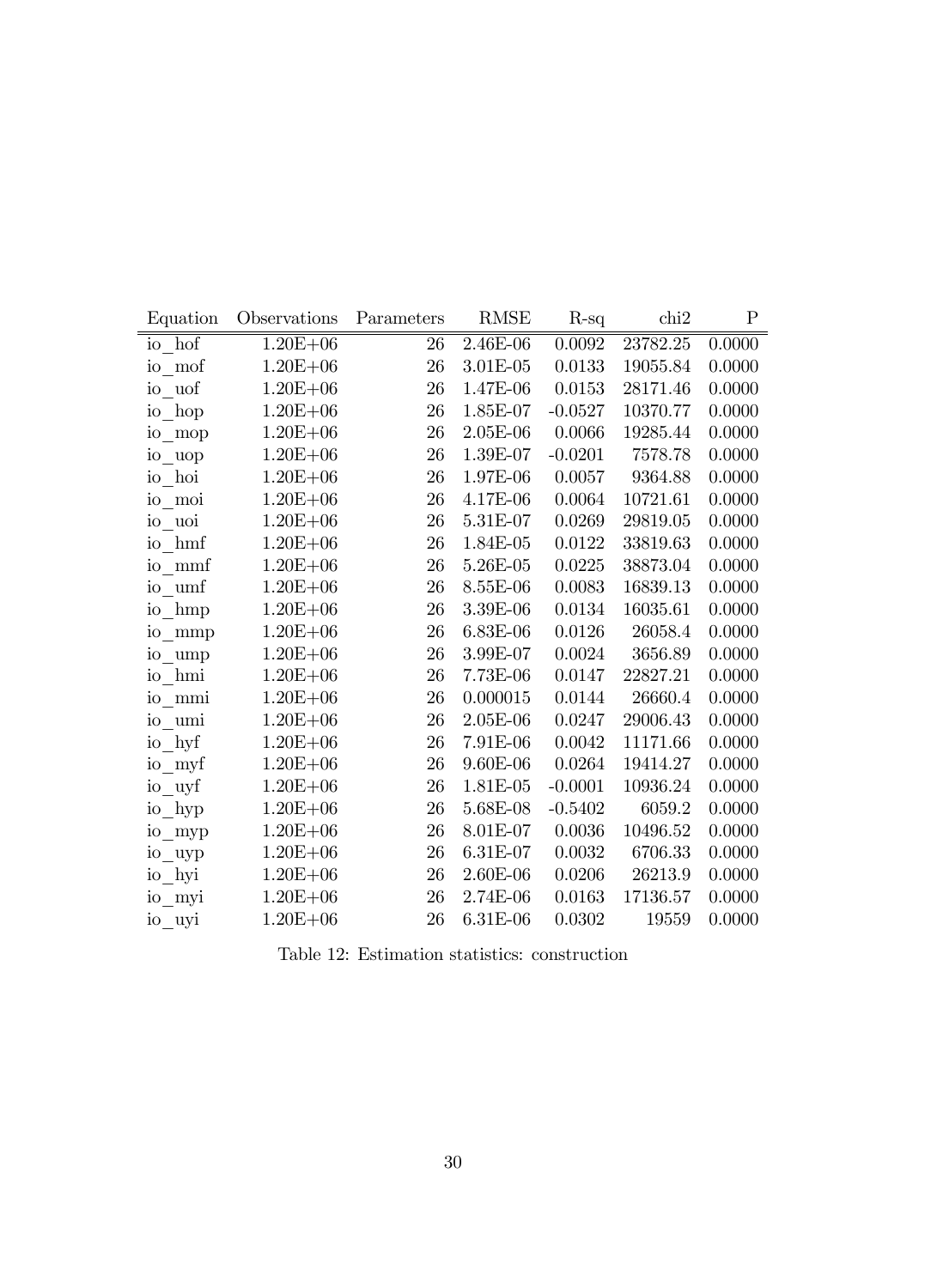| Equation | Observations | Parameters | RMSE | R-sq | chi2 | P |
|---|---|---|---|---|---|---|
| io_hof | 1.20E+06 | 26 | 2.46E-06 | 0.0092 | 23782.25 | 0.0000 |
| io_mof | 1.20E+06 | 26 | 3.01E-05 | 0.0133 | 19055.84 | 0.0000 |
| io_uof | 1.20E+06 | 26 | 1.47E-06 | 0.0153 | 28171.46 | 0.0000 |
| io_hop | 1.20E+06 | 26 | 1.85E-07 | -0.0527 | 10370.77 | 0.0000 |
| io_mop | 1.20E+06 | 26 | 2.05E-06 | 0.0066 | 19285.44 | 0.0000 |
| io_uop | 1.20E+06 | 26 | 1.39E-07 | -0.0201 | 7578.78 | 0.0000 |
| io_hoi | 1.20E+06 | 26 | 1.97E-06 | 0.0057 | 9364.88 | 0.0000 |
| io_moi | 1.20E+06 | 26 | 4.17E-06 | 0.0064 | 10721.61 | 0.0000 |
| io_uoi | 1.20E+06 | 26 | 5.31E-07 | 0.0269 | 29819.05 | 0.0000 |
| io_hmf | 1.20E+06 | 26 | 1.84E-05 | 0.0122 | 33819.63 | 0.0000 |
| io_mmf | 1.20E+06 | 26 | 5.26E-05 | 0.0225 | 38873.04 | 0.0000 |
| io_umf | 1.20E+06 | 26 | 8.55E-06 | 0.0083 | 16839.13 | 0.0000 |
| io_hmp | 1.20E+06 | 26 | 3.39E-06 | 0.0134 | 16035.61 | 0.0000 |
| io_mmp | 1.20E+06 | 26 | 6.83E-06 | 0.0126 | 26058.4 | 0.0000 |
| io_ump | 1.20E+06 | 26 | 3.99E-07 | 0.0024 | 3656.89 | 0.0000 |
| io_hmi | 1.20E+06 | 26 | 7.73E-06 | 0.0147 | 22827.21 | 0.0000 |
| io_mmi | 1.20E+06 | 26 | 0.000015 | 0.0144 | 26660.4 | 0.0000 |
| io_umi | 1.20E+06 | 26 | 2.05E-06 | 0.0247 | 29006.43 | 0.0000 |
| io_hyf | 1.20E+06 | 26 | 7.91E-06 | 0.0042 | 11171.66 | 0.0000 |
| io_myf | 1.20E+06 | 26 | 9.60E-06 | 0.0264 | 19414.27 | 0.0000 |
| io_uyf | 1.20E+06 | 26 | 1.81E-05 | -0.0001 | 10936.24 | 0.0000 |
| io_hyp | 1.20E+06 | 26 | 5.68E-08 | -0.5402 | 6059.2 | 0.0000 |
| io_myp | 1.20E+06 | 26 | 8.01E-07 | 0.0036 | 10496.52 | 0.0000 |
| io_uyp | 1.20E+06 | 26 | 6.31E-07 | 0.0032 | 6706.33 | 0.0000 |
| io_hyi | 1.20E+06 | 26 | 2.60E-06 | 0.0206 | 26213.9 | 0.0000 |
| io_myi | 1.20E+06 | 26 | 2.74E-06 | 0.0163 | 17136.57 | 0.0000 |
| io_uyi | 1.20E+06 | 26 | 6.31E-06 | 0.0302 | 19559 | 0.0000 |

Table 12: Estimation statistics: construction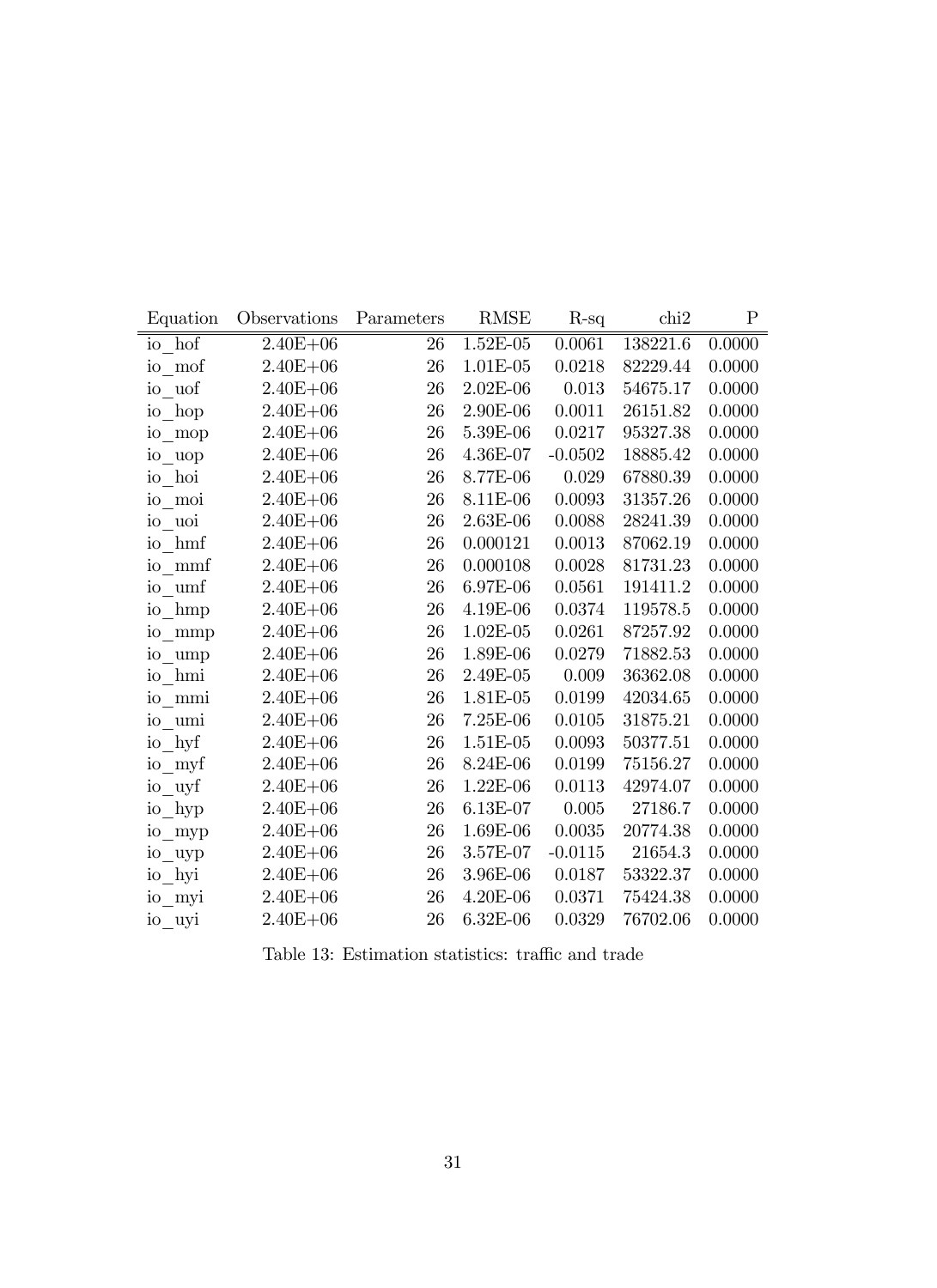| Equation | Observations | Parameters | RMSE | R-sq | chi2 | P |
|---|---|---|---|---|---|---|
| io_hof | 2.40E+06 | 26 | 1.52E-05 | 0.0061 | 138221.6 | 0.0000 |
| io_mof | 2.40E+06 | 26 | 1.01E-05 | 0.0218 | 82229.44 | 0.0000 |
| io_uof | 2.40E+06 | 26 | 2.02E-06 | 0.013 | 54675.17 | 0.0000 |
| io_hop | 2.40E+06 | 26 | 2.90E-06 | 0.0011 | 26151.82 | 0.0000 |
| io_mop | 2.40E+06 | 26 | 5.39E-06 | 0.0217 | 95327.38 | 0.0000 |
| io_uop | 2.40E+06 | 26 | 4.36E-07 | -0.0502 | 18885.42 | 0.0000 |
| io_hoi | 2.40E+06 | 26 | 8.77E-06 | 0.029 | 67880.39 | 0.0000 |
| io_moi | 2.40E+06 | 26 | 8.11E-06 | 0.0093 | 31357.26 | 0.0000 |
| io_uoi | 2.40E+06 | 26 | 2.63E-06 | 0.0088 | 28241.39 | 0.0000 |
| io_hmf | 2.40E+06 | 26 | 0.000121 | 0.0013 | 87062.19 | 0.0000 |
| io_mmf | 2.40E+06 | 26 | 0.000108 | 0.0028 | 81731.23 | 0.0000 |
| io_umf | 2.40E+06 | 26 | 6.97E-06 | 0.0561 | 191411.2 | 0.0000 |
| io_hmp | 2.40E+06 | 26 | 4.19E-06 | 0.0374 | 119578.5 | 0.0000 |
| io_mmp | 2.40E+06 | 26 | 1.02E-05 | 0.0261 | 87257.92 | 0.0000 |
| io_ump | 2.40E+06 | 26 | 1.89E-06 | 0.0279 | 71882.53 | 0.0000 |
| io_hmi | 2.40E+06 | 26 | 2.49E-05 | 0.009 | 36362.08 | 0.0000 |
| io_mmi | 2.40E+06 | 26 | 1.81E-05 | 0.0199 | 42034.65 | 0.0000 |
| io_umi | 2.40E+06 | 26 | 7.25E-06 | 0.0105 | 31875.21 | 0.0000 |
| io_hyf | 2.40E+06 | 26 | 1.51E-05 | 0.0093 | 50377.51 | 0.0000 |
| io_myf | 2.40E+06 | 26 | 8.24E-06 | 0.0199 | 75156.27 | 0.0000 |
| io_uyf | 2.40E+06 | 26 | 1.22E-06 | 0.0113 | 42974.07 | 0.0000 |
| io_hyp | 2.40E+06 | 26 | 6.13E-07 | 0.005 | 27186.7 | 0.0000 |
| io_myp | 2.40E+06 | 26 | 1.69E-06 | 0.0035 | 20774.38 | 0.0000 |
| io_uyp | 2.40E+06 | 26 | 3.57E-07 | -0.0115 | 21654.3 | 0.0000 |
| io_hyi | 2.40E+06 | 26 | 3.96E-06 | 0.0187 | 53322.37 | 0.0000 |
| io_myi | 2.40E+06 | 26 | 4.20E-06 | 0.0371 | 75424.38 | 0.0000 |
| io_uyi | 2.40E+06 | 26 | 6.32E-06 | 0.0329 | 76702.06 | 0.0000 |

Table 13: Estimation statistics: traffic and trade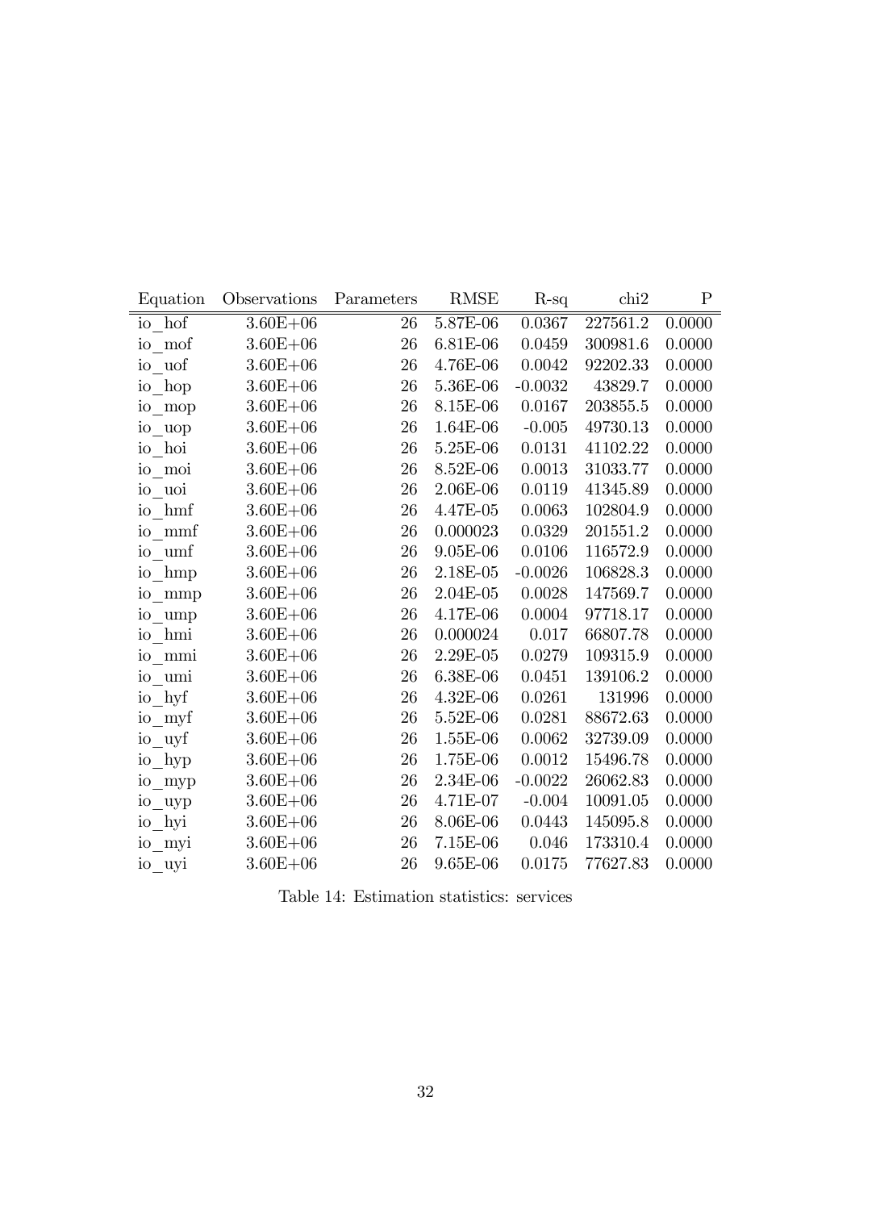| Equation | Observations | Parameters | RMSE | R-sq | chi2 | P |
|---|---|---|---|---|---|---|
| io_hof | 3.60E+06 | 26 | 5.87E-06 | 0.0367 | 227561.2 | 0.0000 |
| io_mof | 3.60E+06 | 26 | 6.81E-06 | 0.0459 | 300981.6 | 0.0000 |
| io_uof | 3.60E+06 | 26 | 4.76E-06 | 0.0042 | 92202.33 | 0.0000 |
| io_hop | 3.60E+06 | 26 | 5.36E-06 | -0.0032 | 43829.7 | 0.0000 |
| io_mop | 3.60E+06 | 26 | 8.15E-06 | 0.0167 | 203855.5 | 0.0000 |
| io_uop | 3.60E+06 | 26 | 1.64E-06 | -0.005 | 49730.13 | 0.0000 |
| io_hoi | 3.60E+06 | 26 | 5.25E-06 | 0.0131 | 41102.22 | 0.0000 |
| io_moi | 3.60E+06 | 26 | 8.52E-06 | 0.0013 | 31033.77 | 0.0000 |
| io_uoi | 3.60E+06 | 26 | 2.06E-06 | 0.0119 | 41345.89 | 0.0000 |
| io_hmf | 3.60E+06 | 26 | 4.47E-05 | 0.0063 | 102804.9 | 0.0000 |
| io_mmf | 3.60E+06 | 26 | 0.000023 | 0.0329 | 201551.2 | 0.0000 |
| io_umf | 3.60E+06 | 26 | 9.05E-06 | 0.0106 | 116572.9 | 0.0000 |
| io_hmp | 3.60E+06 | 26 | 2.18E-05 | -0.0026 | 106828.3 | 0.0000 |
| io_mmp | 3.60E+06 | 26 | 2.04E-05 | 0.0028 | 147569.7 | 0.0000 |
| io_ump | 3.60E+06 | 26 | 4.17E-06 | 0.0004 | 97718.17 | 0.0000 |
| io_hmi | 3.60E+06 | 26 | 0.000024 | 0.017 | 66807.78 | 0.0000 |
| io_mmi | 3.60E+06 | 26 | 2.29E-05 | 0.0279 | 109315.9 | 0.0000 |
| io_umi | 3.60E+06 | 26 | 6.38E-06 | 0.0451 | 139106.2 | 0.0000 |
| io_hyf | 3.60E+06 | 26 | 4.32E-06 | 0.0261 | 131996 | 0.0000 |
| io_myf | 3.60E+06 | 26 | 5.52E-06 | 0.0281 | 88672.63 | 0.0000 |
| io_uyf | 3.60E+06 | 26 | 1.55E-06 | 0.0062 | 32739.09 | 0.0000 |
| io_hyp | 3.60E+06 | 26 | 1.75E-06 | 0.0012 | 15496.78 | 0.0000 |
| io_myp | 3.60E+06 | 26 | 2.34E-06 | -0.0022 | 26062.83 | 0.0000 |
| io_uyp | 3.60E+06 | 26 | 4.71E-07 | -0.004 | 10091.05 | 0.0000 |
| io_hyi | 3.60E+06 | 26 | 8.06E-06 | 0.0443 | 145095.8 | 0.0000 |
| io_myi | 3.60E+06 | 26 | 7.15E-06 | 0.046 | 173310.4 | 0.0000 |
| io_uyi | 3.60E+06 | 26 | 9.65E-06 | 0.0175 | 77627.83 | 0.0000 |

Table 14: Estimation statistics: services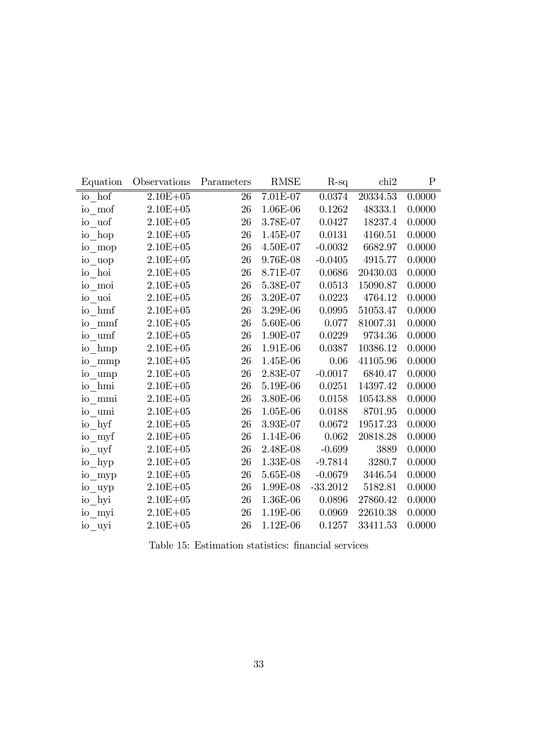| Equation | Observations | Parameters | RMSE | R-sq | chi2 | P |
|---|---|---|---|---|---|---|
| io_hof | 2.10E+05 | 26 | 7.01E-07 | 0.0374 | 20334.53 | 0.0000 |
| io_mof | 2.10E+05 | 26 | 1.06E-06 | 0.1262 | 48333.1 | 0.0000 |
| io_uof | 2.10E+05 | 26 | 3.78E-07 | 0.0427 | 18237.4 | 0.0000 |
| io_hop | 2.10E+05 | 26 | 1.45E-07 | 0.0131 | 4160.51 | 0.0000 |
| io_mop | 2.10E+05 | 26 | 4.50E-07 | -0.0032 | 6682.97 | 0.0000 |
| io_uop | 2.10E+05 | 26 | 9.76E-08 | -0.0405 | 4915.77 | 0.0000 |
| io_hoi | 2.10E+05 | 26 | 8.71E-07 | 0.0686 | 20430.03 | 0.0000 |
| io_moi | 2.10E+05 | 26 | 5.38E-07 | 0.0513 | 15090.87 | 0.0000 |
| io_uoi | 2.10E+05 | 26 | 3.20E-07 | 0.0223 | 4764.12 | 0.0000 |
| io_hmf | 2.10E+05 | 26 | 3.29E-06 | 0.0995 | 51053.47 | 0.0000 |
| io_mmf | 2.10E+05 | 26 | 5.60E-06 | 0.077 | 81007.31 | 0.0000 |
| io_umf | 2.10E+05 | 26 | 1.90E-07 | 0.0229 | 9734.36 | 0.0000 |
| io_hmp | 2.10E+05 | 26 | 1.91E-06 | 0.0387 | 10386.12 | 0.0000 |
| io_mmp | 2.10E+05 | 26 | 1.45E-06 | 0.06 | 41105.96 | 0.0000 |
| io_ump | 2.10E+05 | 26 | 2.83E-07 | -0.0017 | 6840.47 | 0.0000 |
| io_hmi | 2.10E+05 | 26 | 5.19E-06 | 0.0251 | 14397.42 | 0.0000 |
| io_mmi | 2.10E+05 | 26 | 3.80E-06 | 0.0158 | 10543.88 | 0.0000 |
| io_umi | 2.10E+05 | 26 | 1.05E-06 | 0.0188 | 8701.95 | 0.0000 |
| io_hyf | 2.10E+05 | 26 | 3.93E-07 | 0.0672 | 19517.23 | 0.0000 |
| io_myf | 2.10E+05 | 26 | 1.14E-06 | 0.062 | 20818.28 | 0.0000 |
| io_uyf | 2.10E+05 | 26 | 2.48E-08 | -0.699 | 3889 | 0.0000 |
| io_hyp | 2.10E+05 | 26 | 1.33E-08 | -9.7814 | 3280.7 | 0.0000 |
| io_myp | 2.10E+05 | 26 | 5.65E-08 | -0.0679 | 3446.54 | 0.0000 |
| io_uyp | 2.10E+05 | 26 | 1.99E-08 | -33.2012 | 5182.81 | 0.0000 |
| io_hyi | 2.10E+05 | 26 | 1.36E-06 | 0.0896 | 27860.42 | 0.0000 |
| io_myi | 2.10E+05 | 26 | 1.19E-06 | 0.0969 | 22610.38 | 0.0000 |
| io_uyi | 2.10E+05 | 26 | 1.12E-06 | 0.1257 | 33411.53 | 0.0000 |

Table 15: Estimation statistics: financial services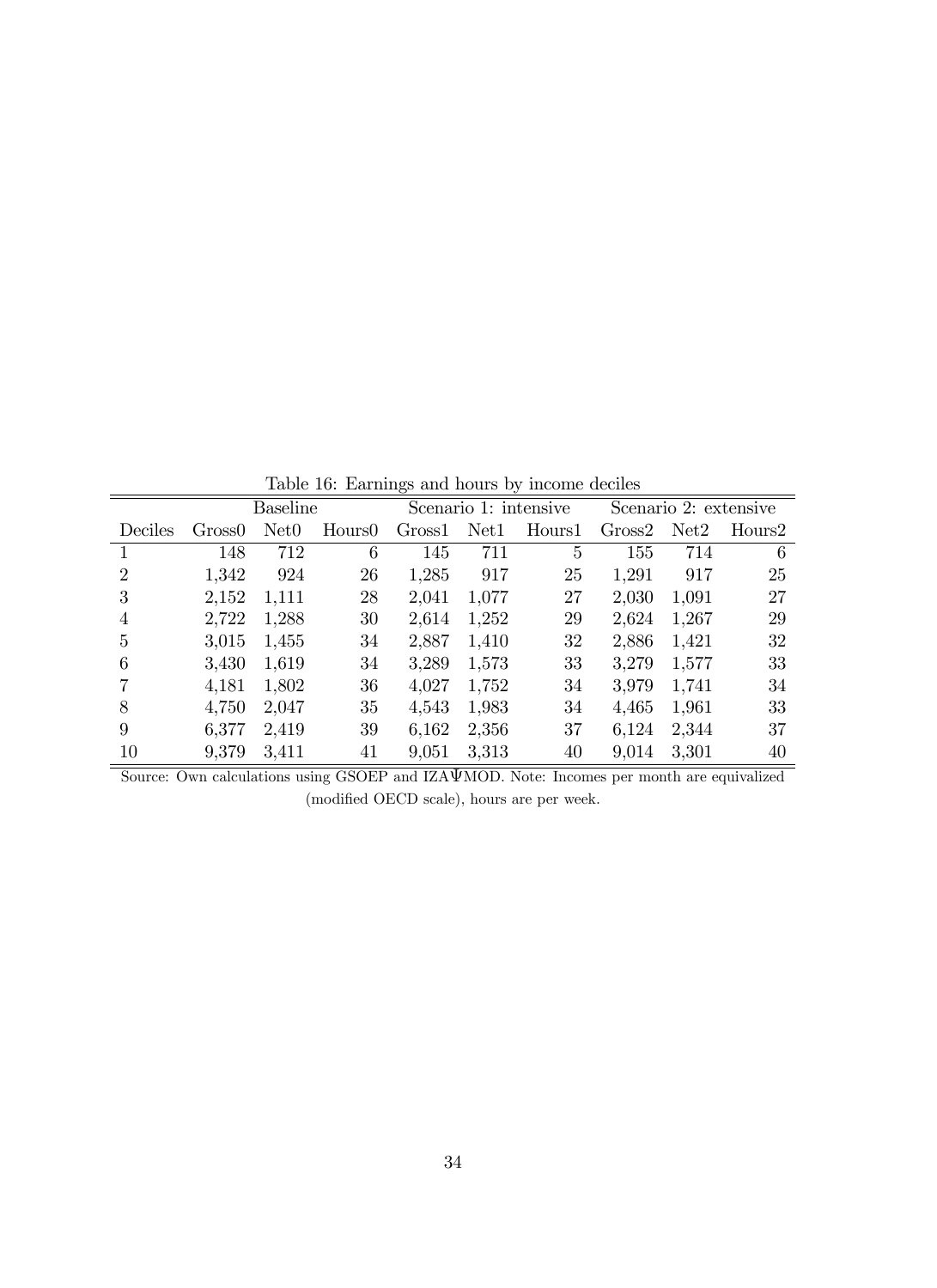Table 16: Earnings and hours by income deciles

| | Baseline | | | Scenario 1: intensive | | | Scenario 2: extensive | | |
|---|---|---|---|---|---|---|---|---|---|
| Deciles | Gross0 | Net0 | Hours0 | Gross1 | Net1 | Hours1 | Gross2 | Net2 | Hours2 |
| 1 | 148 | 712 | 6 | 145 | 711 | 5 | 155 | 714 | 6 |
| 2 | 1,342 | 924 | 26 | 1,285 | 917 | 25 | 1,291 | 917 | 25 |
| 3 | 2,152 | 1,111 | 28 | 2,041 | 1,077 | 27 | 2,030 | 1,091 | 27 |
| 4 | 2,722 | 1,288 | 30 | 2,614 | 1,252 | 29 | 2,624 | 1,267 | 29 |
| 5 | 3,015 | 1,455 | 34 | 2,887 | 1,410 | 32 | 2,886 | 1,421 | 32 |
| 6 | 3,430 | 1,619 | 34 | 3,289 | 1,573 | 33 | 3,279 | 1,577 | 33 |
| 7 | 4,181 | 1,802 | 36 | 4,027 | 1,752 | 34 | 3,979 | 1,741 | 34 |
| 8 | 4,750 | 2,047 | 35 | 4,543 | 1,983 | 34 | 4,465 | 1,961 | 33 |
| 9 | 6,377 | 2,419 | 39 | 6,162 | 2,356 | 37 | 6,124 | 2,344 | 37 |
| 10 | 9,379 | 3,411 | 41 | 9,051 | 3,313 | 40 | 9,014 | 3,301 | 40 |

Source: Own calculations using GSOEP and IZAΨMOD. Note: Incomes per month are equivalized (modified OECD scale), hours are per week.